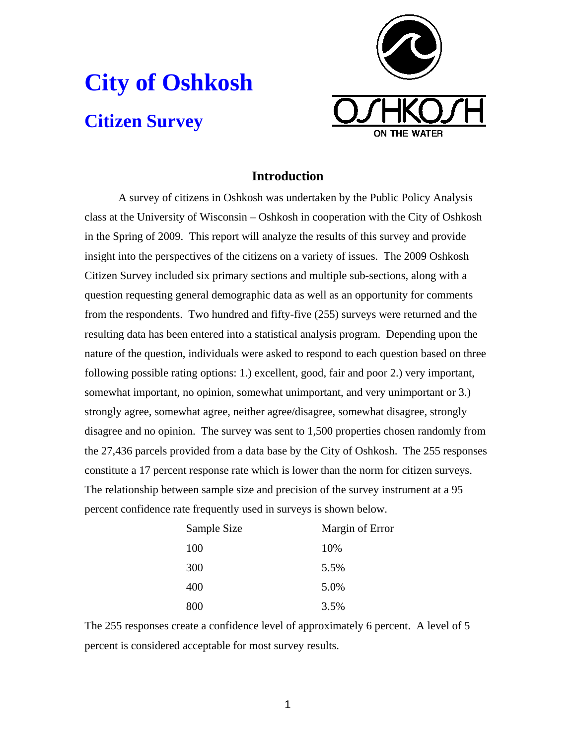# City of Oshkosh

## Citizen Survey

### Introduction

A survey of citizens in Oshkosh was undertaken by the Public Policy Analysis class at the University of Wisconsin – Oshkosh in cooperation with the City of Oshkosh in the Spring of 2009. This report will analyze the results of this survey and provide insight into the perspectives of the citizens on a variety of issues. The 2009 Oshkosh Citizen Survey included six primary sections and multiple sub-sections, along with a question requesting general demographic data as well as an opportunity for comments from the respondents. Two hundred and fifty-five (255) surveys were returned and the resulting data has been entered into a statistical analysis program. Depending upon the nature of the question, individuals were asked to respond to each question based on three following possible rating options: 1.) excellent, good, fair and poor 2.) very important, somewhat important, no opinion, somewhat unimportant, and very unimportant or 3.) strongly agree, somewhat agree, neither agree/disagree, somewhat disagree, strongly disagree and no opinion. The survey was sent to 1,500 properties chosen randomly from the 27,436 parcels provided from a data base by the City of Oshkosh. The 255 responses constitute a 17 percent response rate which is lower than the norm for citizen surveys. The relationship between sample size and precision of the survey instrument at a 95 percent confidence rate frequently used in surveys is shown below.

| Sample Size | Margin of Error |
|---|---|
| 100 | 10% |
| 300 | 5.5% |
| 400 | 5.0% |
| 800 | 3.5% |

The 255 responses create a confidence level of approximately 6 percent. A level of 5 percent is considered acceptable for most survey results.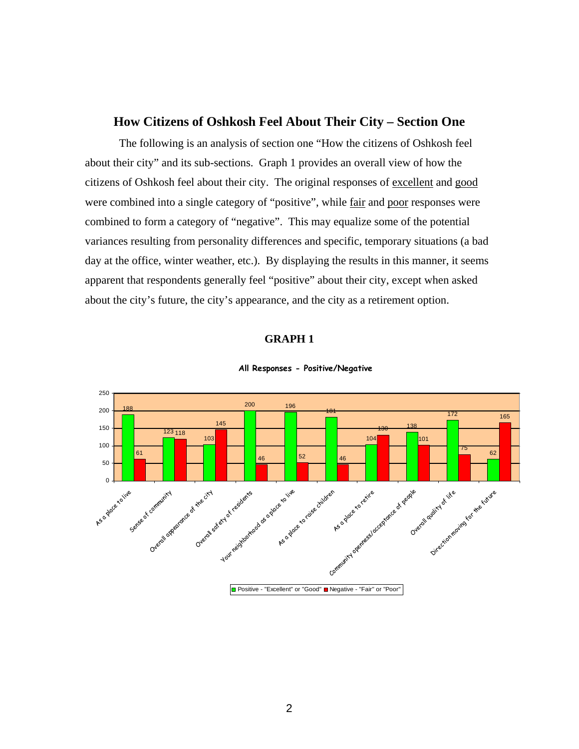## How Citizens of Oshkosh Feel About Their City – Section One

The following is an analysis of section one "How the citizens of Oshkosh feel about their city" and its sub-sections. Graph 1 provides an overall view of how the citizens of Oshkosh feel about their city. The original responses of excellent and good were combined into a single category of "positive", while fair and poor responses were combined to form a category of "negative". This may equalize some of the potential variances resulting from personality differences and specific, temporary situations (a bad day at the office, winter weather, etc.). By displaying the results in this manner, it seems apparent that respondents generally feel "positive" about their city, except when asked about the city's future, the city's appearance, and the city as a retirement option.

### GRAPH 1

**All Responses - Positive/Negative**

| | Positive - "Excellent" or "Good" | Negative - "Fair" or "Poor" |
|---|---|---|
| As a place to live | 188 | 61 |
| Sense of community | 123 | 118 |
| Overall appearance of the city | 103 | 145 |
| Overall safety of residents | 200 | 46 |
| Your neighborhood as a place to live | 196 | 52 |
| As a place to raise children | 181 | 46 |
| As a place to retire | 104 | 130 |
| Community openness/acceptance of people | 138 | 101 |
| Overall quality of life | 172 | 75 |
| Direction moving for the future | 62 | 165 |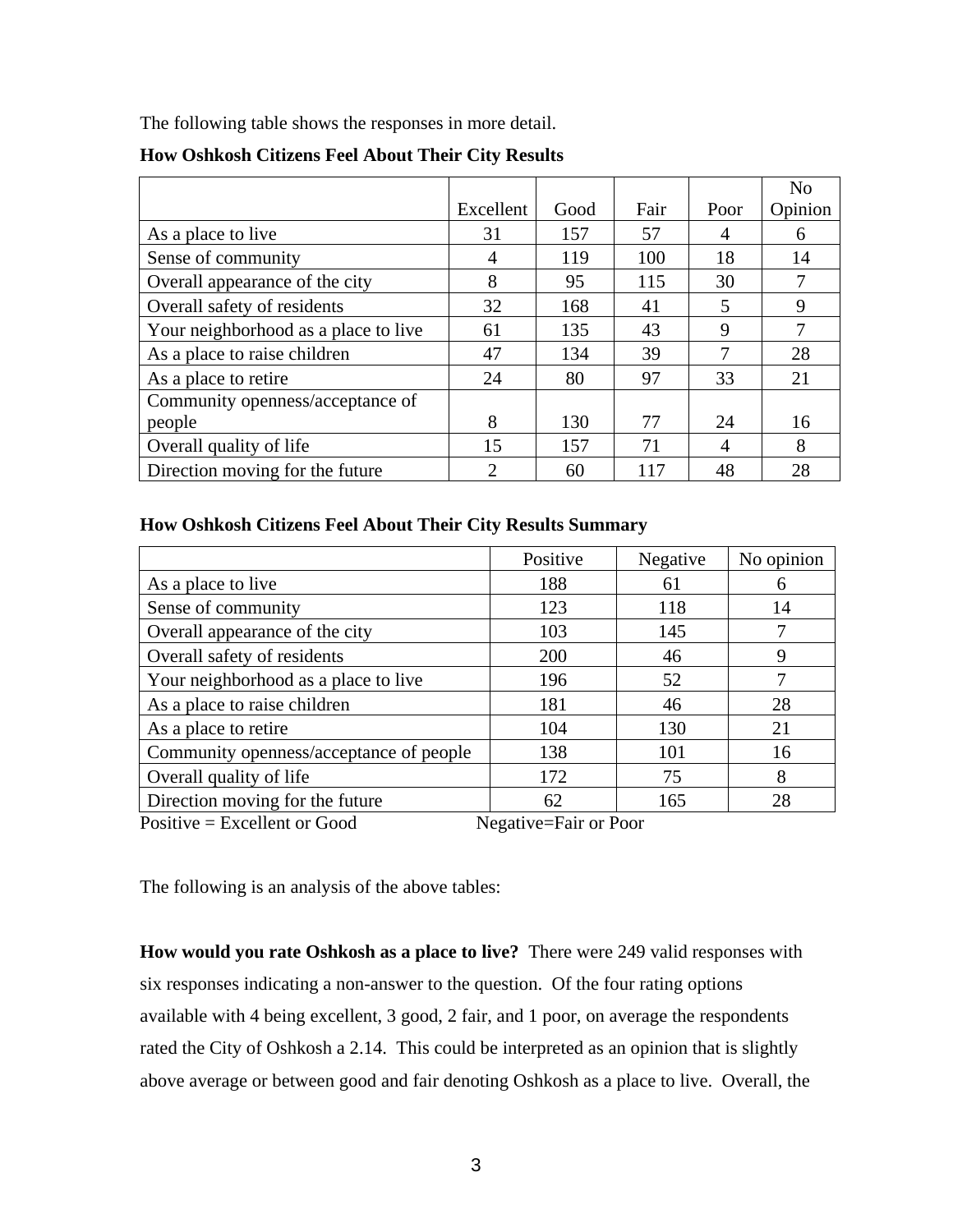The following table shows the responses in more detail.

**How Oshkosh Citizens Feel About Their City Results**

| | Excellent | Good | Fair | Poor | No Opinion |
|---|---|---|---|---|---|
| As a place to live | 31 | 157 | 57 | 4 | 6 |
| Sense of community | 4 | 119 | 100 | 18 | 14 |
| Overall appearance of the city | 8 | 95 | 115 | 30 | 7 |
| Overall safety of residents | 32 | 168 | 41 | 5 | 9 |
| Your neighborhood as a place to live | 61 | 135 | 43 | 9 | 7 |
| As a place to raise children | 47 | 134 | 39 | 7 | 28 |
| As a place to retire | 24 | 80 | 97 | 33 | 21 |
| Community openness/acceptance of people | 8 | 130 | 77 | 24 | 16 |
| Overall quality of life | 15 | 157 | 71 | 4 | 8 |
| Direction moving for the future | 2 | 60 | 117 | 48 | 28 |

**How Oshkosh Citizens Feel About Their City Results Summary**

| | Positive | Negative | No opinion |
|---|---|---|---|
| As a place to live | 188 | 61 | 6 |
| Sense of community | 123 | 118 | 14 |
| Overall appearance of the city | 103 | 145 | 7 |
| Overall safety of residents | 200 | 46 | 9 |
| Your neighborhood as a place to live | 196 | 52 | 7 |
| As a place to raise children | 181 | 46 | 28 |
| As a place to retire | 104 | 130 | 21 |
| Community openness/acceptance of people | 138 | 101 | 16 |
| Overall quality of life | 172 | 75 | 8 |
| Direction moving for the future | 62 | 165 | 28 |

Positive = Excellent or Good Negative=Fair or Poor

The following is an analysis of the above tables:

**How would you rate Oshkosh as a place to live?** There were 249 valid responses with six responses indicating a non-answer to the question. Of the four rating options available with 4 being excellent, 3 good, 2 fair, and 1 poor, on average the respondents rated the City of Oshkosh a 2.14. This could be interpreted as an opinion that is slightly above average or between good and fair denoting Oshkosh as a place to live. Overall, the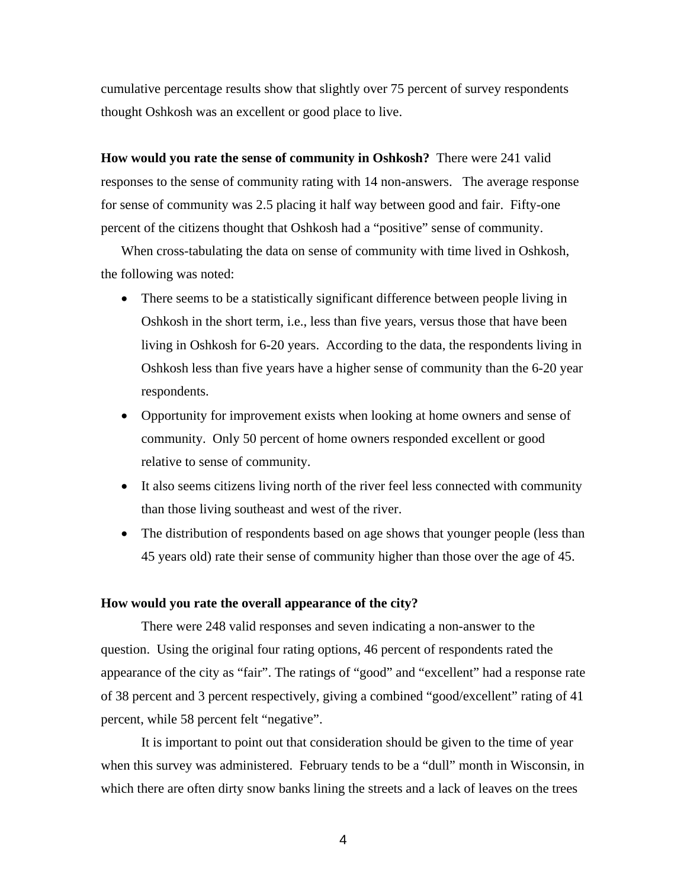cumulative percentage results show that slightly over 75 percent of survey respondents thought Oshkosh was an excellent or good place to live.

**How would you rate the sense of community in Oshkosh?** There were 241 valid responses to the sense of community rating with 14 non-answers. The average response for sense of community was 2.5 placing it half way between good and fair. Fifty-one percent of the citizens thought that Oshkosh had a "positive" sense of community.

When cross-tabulating the data on sense of community with time lived in Oshkosh, the following was noted:

- There seems to be a statistically significant difference between people living in Oshkosh in the short term, i.e., less than five years, versus those that have been living in Oshkosh for 6-20 years. According to the data, the respondents living in Oshkosh less than five years have a higher sense of community than the 6-20 year respondents.
- Opportunity for improvement exists when looking at home owners and sense of community. Only 50 percent of home owners responded excellent or good relative to sense of community.
- It also seems citizens living north of the river feel less connected with community than those living southeast and west of the river.
- The distribution of respondents based on age shows that younger people (less than 45 years old) rate their sense of community higher than those over the age of 45.

**How would you rate the overall appearance of the city?**

There were 248 valid responses and seven indicating a non-answer to the question. Using the original four rating options, 46 percent of respondents rated the appearance of the city as "fair". The ratings of "good" and "excellent" had a response rate of 38 percent and 3 percent respectively, giving a combined "good/excellent" rating of 41 percent, while 58 percent felt "negative".

It is important to point out that consideration should be given to the time of year when this survey was administered. February tends to be a "dull" month in Wisconsin, in which there are often dirty snow banks lining the streets and a lack of leaves on the trees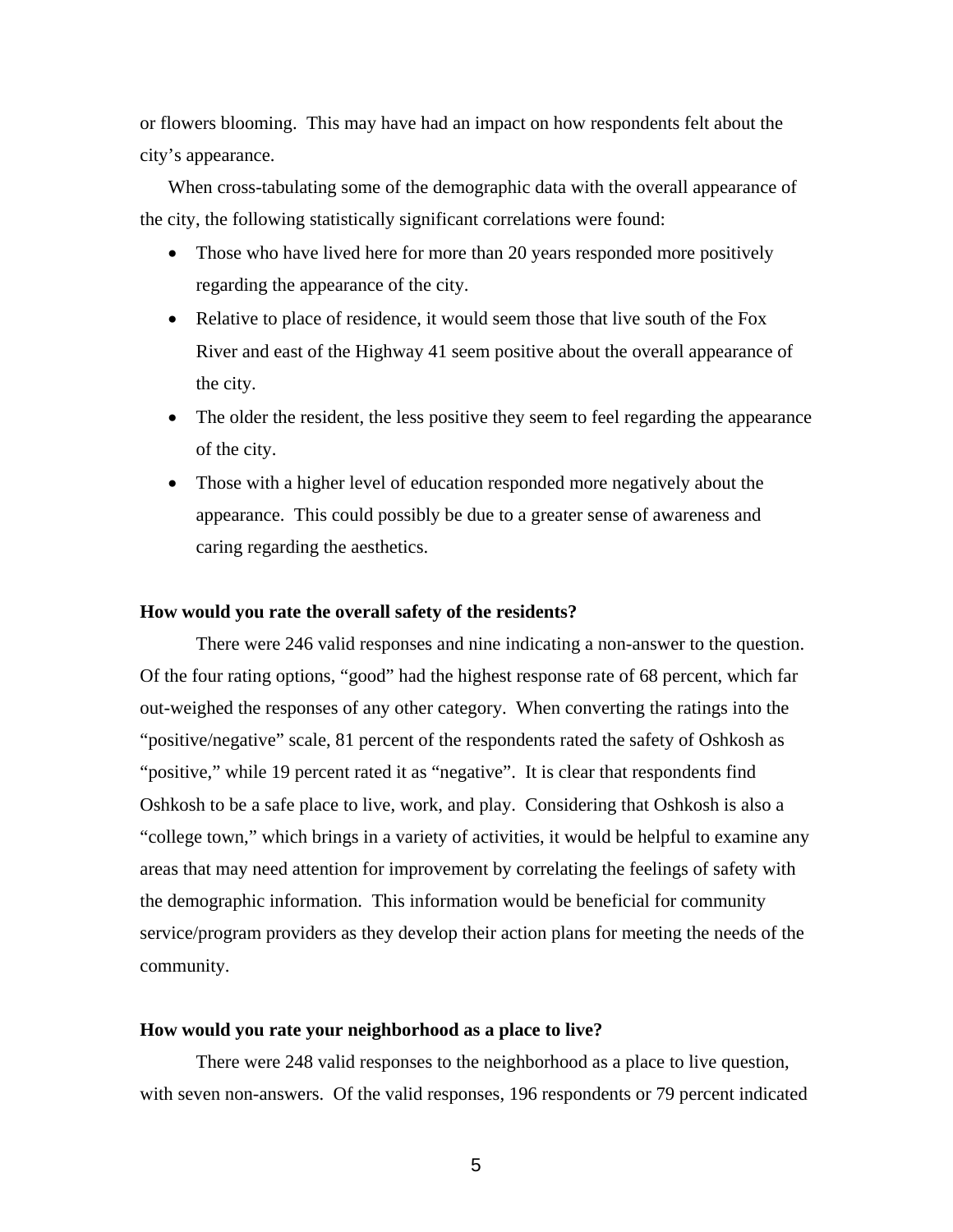or flowers blooming. This may have had an impact on how respondents felt about the city's appearance.

When cross-tabulating some of the demographic data with the overall appearance of the city, the following statistically significant correlations were found:

- Those who have lived here for more than 20 years responded more positively regarding the appearance of the city.
- Relative to place of residence, it would seem those that live south of the Fox River and east of the Highway 41 seem positive about the overall appearance of the city.
- The older the resident, the less positive they seem to feel regarding the appearance of the city.
- Those with a higher level of education responded more negatively about the appearance. This could possibly be due to a greater sense of awareness and caring regarding the aesthetics.

**How would you rate the overall safety of the residents?**

There were 246 valid responses and nine indicating a non-answer to the question. Of the four rating options, "good" had the highest response rate of 68 percent, which far out-weighed the responses of any other category. When converting the ratings into the "positive/negative" scale, 81 percent of the respondents rated the safety of Oshkosh as "positive," while 19 percent rated it as "negative". It is clear that respondents find Oshkosh to be a safe place to live, work, and play. Considering that Oshkosh is also a "college town," which brings in a variety of activities, it would be helpful to examine any areas that may need attention for improvement by correlating the feelings of safety with the demographic information. This information would be beneficial for community service/program providers as they develop their action plans for meeting the needs of the community.

**How would you rate your neighborhood as a place to live?**

There were 248 valid responses to the neighborhood as a place to live question, with seven non-answers. Of the valid responses, 196 respondents or 79 percent indicated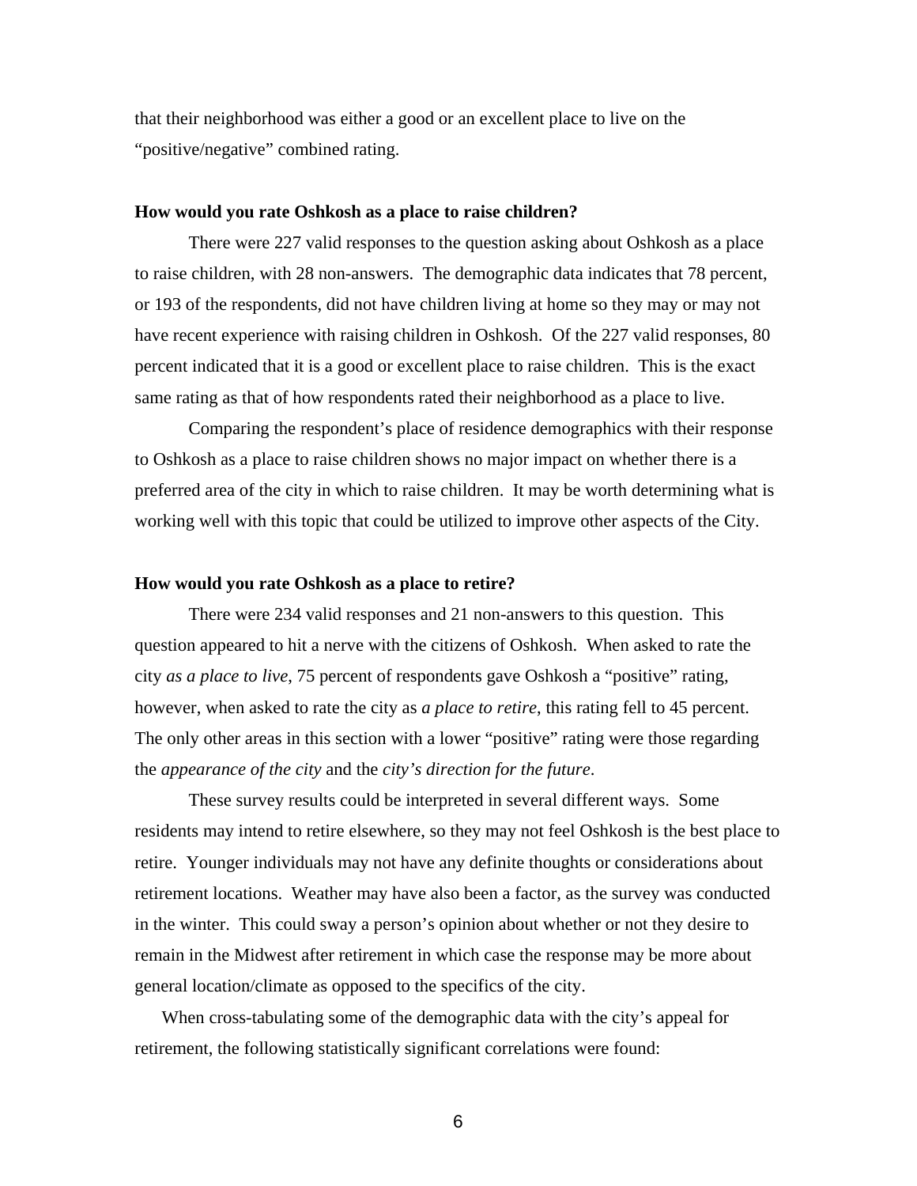that their neighborhood was either a good or an excellent place to live on the "positive/negative" combined rating.

**How would you rate Oshkosh as a place to raise children?**

There were 227 valid responses to the question asking about Oshkosh as a place to raise children, with 28 non-answers. The demographic data indicates that 78 percent, or 193 of the respondents, did not have children living at home so they may or may not have recent experience with raising children in Oshkosh. Of the 227 valid responses, 80 percent indicated that it is a good or excellent place to raise children. This is the exact same rating as that of how respondents rated their neighborhood as a place to live.

Comparing the respondent's place of residence demographics with their response to Oshkosh as a place to raise children shows no major impact on whether there is a preferred area of the city in which to raise children. It may be worth determining what is working well with this topic that could be utilized to improve other aspects of the City.

**How would you rate Oshkosh as a place to retire?**

There were 234 valid responses and 21 non-answers to this question. This question appeared to hit a nerve with the citizens of Oshkosh. When asked to rate the city *as a place to live*, 75 percent of respondents gave Oshkosh a "positive" rating, however, when asked to rate the city as *a place to retire*, this rating fell to 45 percent. The only other areas in this section with a lower "positive" rating were those regarding the *appearance of the city* and the *city's direction for the future*.

These survey results could be interpreted in several different ways. Some residents may intend to retire elsewhere, so they may not feel Oshkosh is the best place to retire. Younger individuals may not have any definite thoughts or considerations about retirement locations. Weather may have also been a factor, as the survey was conducted in the winter. This could sway a person's opinion about whether or not they desire to remain in the Midwest after retirement in which case the response may be more about general location/climate as opposed to the specifics of the city.

When cross-tabulating some of the demographic data with the city's appeal for retirement, the following statistically significant correlations were found: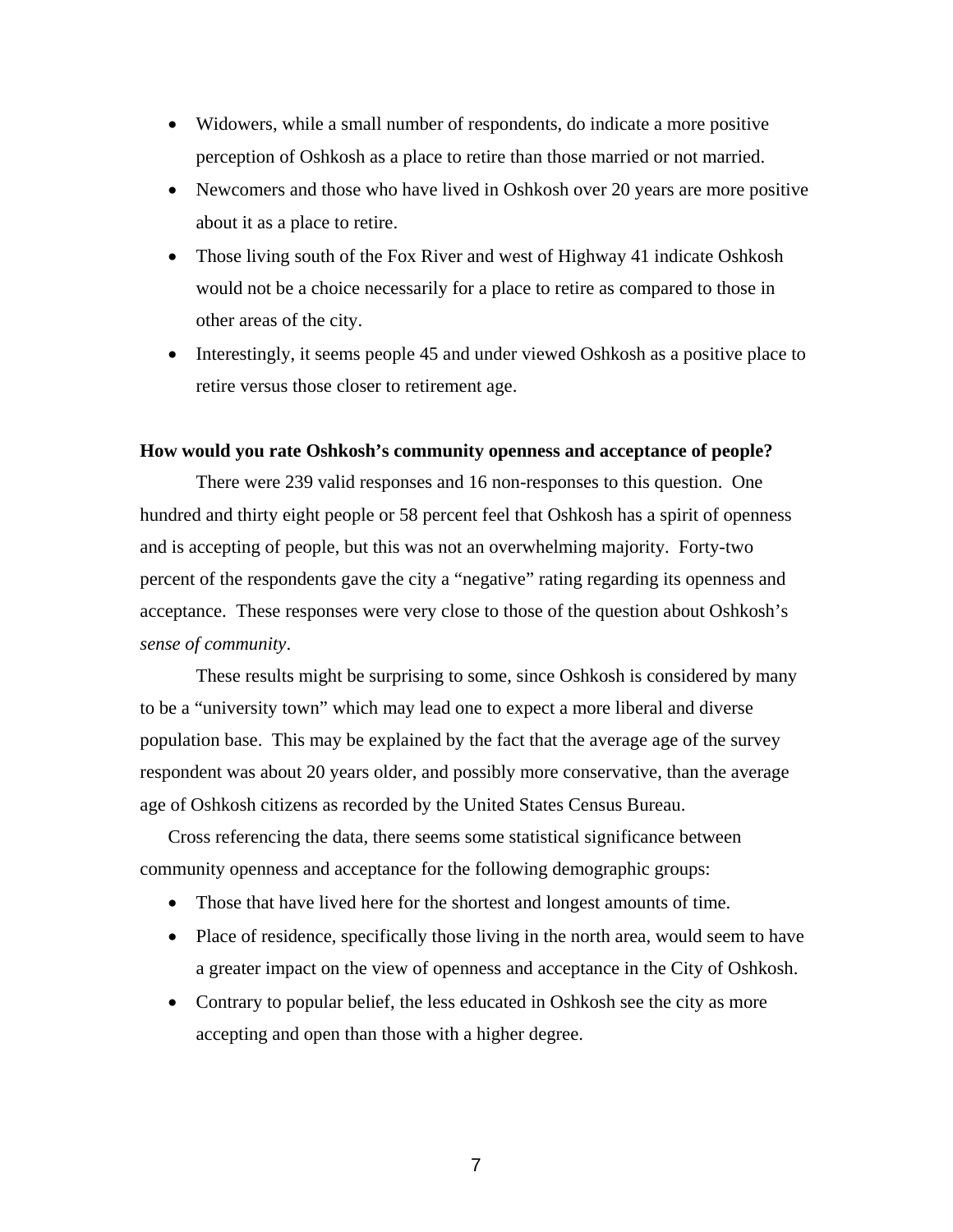- Widowers, while a small number of respondents, do indicate a more positive perception of Oshkosh as a place to retire than those married or not married.
- Newcomers and those who have lived in Oshkosh over 20 years are more positive about it as a place to retire.
- Those living south of the Fox River and west of Highway 41 indicate Oshkosh would not be a choice necessarily for a place to retire as compared to those in other areas of the city.
- Interestingly, it seems people 45 and under viewed Oshkosh as a positive place to retire versus those closer to retirement age.

**How would you rate Oshkosh's community openness and acceptance of people?**

There were 239 valid responses and 16 non-responses to this question. One hundred and thirty eight people or 58 percent feel that Oshkosh has a spirit of openness and is accepting of people, but this was not an overwhelming majority. Forty-two percent of the respondents gave the city a "negative" rating regarding its openness and acceptance. These responses were very close to those of the question about Oshkosh's *sense of community*.

These results might be surprising to some, since Oshkosh is considered by many to be a "university town" which may lead one to expect a more liberal and diverse population base. This may be explained by the fact that the average age of the survey respondent was about 20 years older, and possibly more conservative, than the average age of Oshkosh citizens as recorded by the United States Census Bureau.

Cross referencing the data, there seems some statistical significance between community openness and acceptance for the following demographic groups:

- Those that have lived here for the shortest and longest amounts of time.
- Place of residence, specifically those living in the north area, would seem to have a greater impact on the view of openness and acceptance in the City of Oshkosh.
- Contrary to popular belief, the less educated in Oshkosh see the city as more accepting and open than those with a higher degree.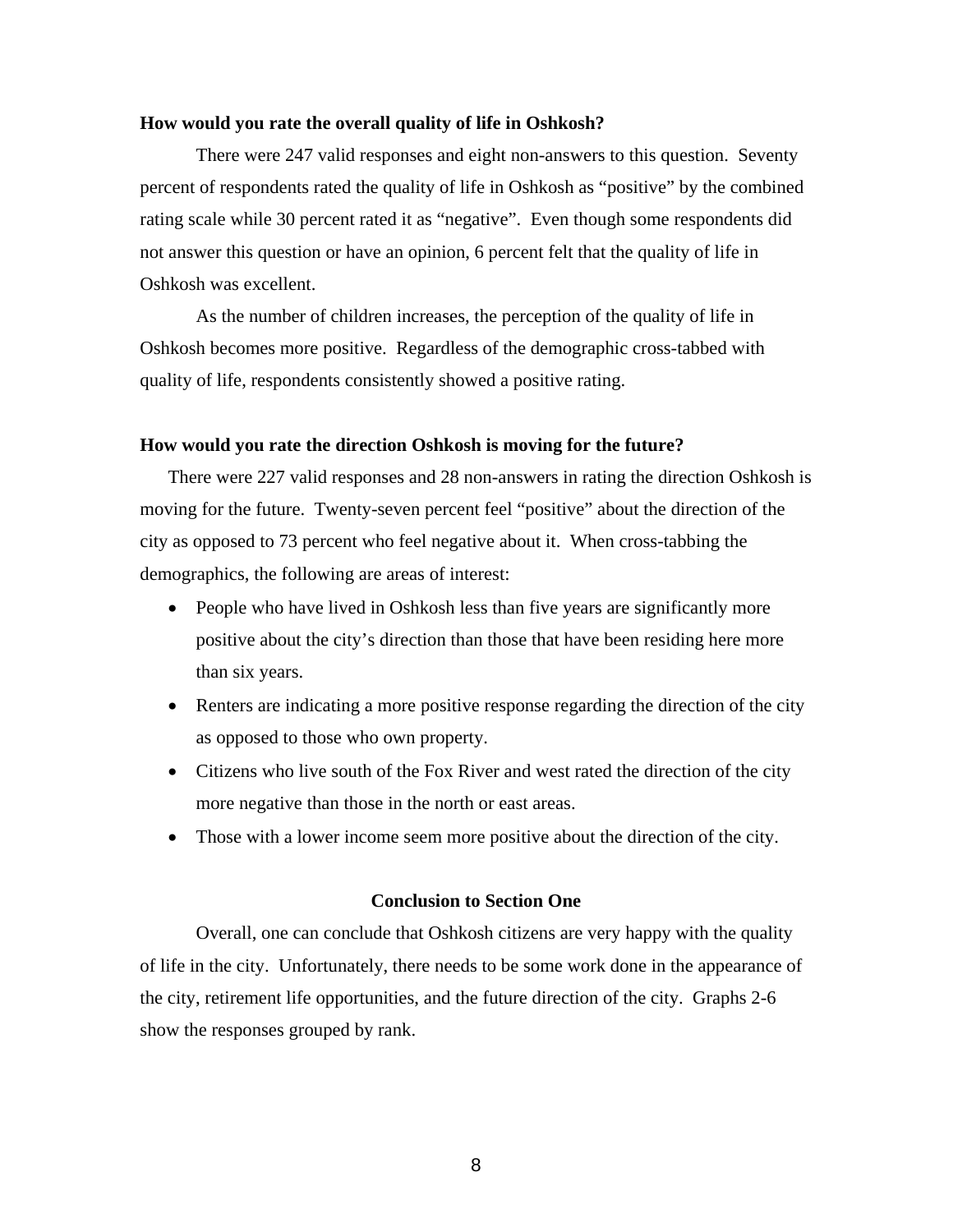**How would you rate the overall quality of life in Oshkosh?**

There were 247 valid responses and eight non-answers to this question. Seventy percent of respondents rated the quality of life in Oshkosh as "positive" by the combined rating scale while 30 percent rated it as "negative". Even though some respondents did not answer this question or have an opinion, 6 percent felt that the quality of life in Oshkosh was excellent.

As the number of children increases, the perception of the quality of life in Oshkosh becomes more positive. Regardless of the demographic cross-tabbed with quality of life, respondents consistently showed a positive rating.

**How would you rate the direction Oshkosh is moving for the future?**

There were 227 valid responses and 28 non-answers in rating the direction Oshkosh is moving for the future. Twenty-seven percent feel "positive" about the direction of the city as opposed to 73 percent who feel negative about it. When cross-tabbing the demographics, the following are areas of interest:

- People who have lived in Oshkosh less than five years are significantly more positive about the city's direction than those that have been residing here more than six years.
- Renters are indicating a more positive response regarding the direction of the city as opposed to those who own property.
- Citizens who live south of the Fox River and west rated the direction of the city more negative than those in the north or east areas.
- Those with a lower income seem more positive about the direction of the city.

**Conclusion to Section One**

Overall, one can conclude that Oshkosh citizens are very happy with the quality of life in the city. Unfortunately, there needs to be some work done in the appearance of the city, retirement life opportunities, and the future direction of the city. Graphs 2-6 show the responses grouped by rank.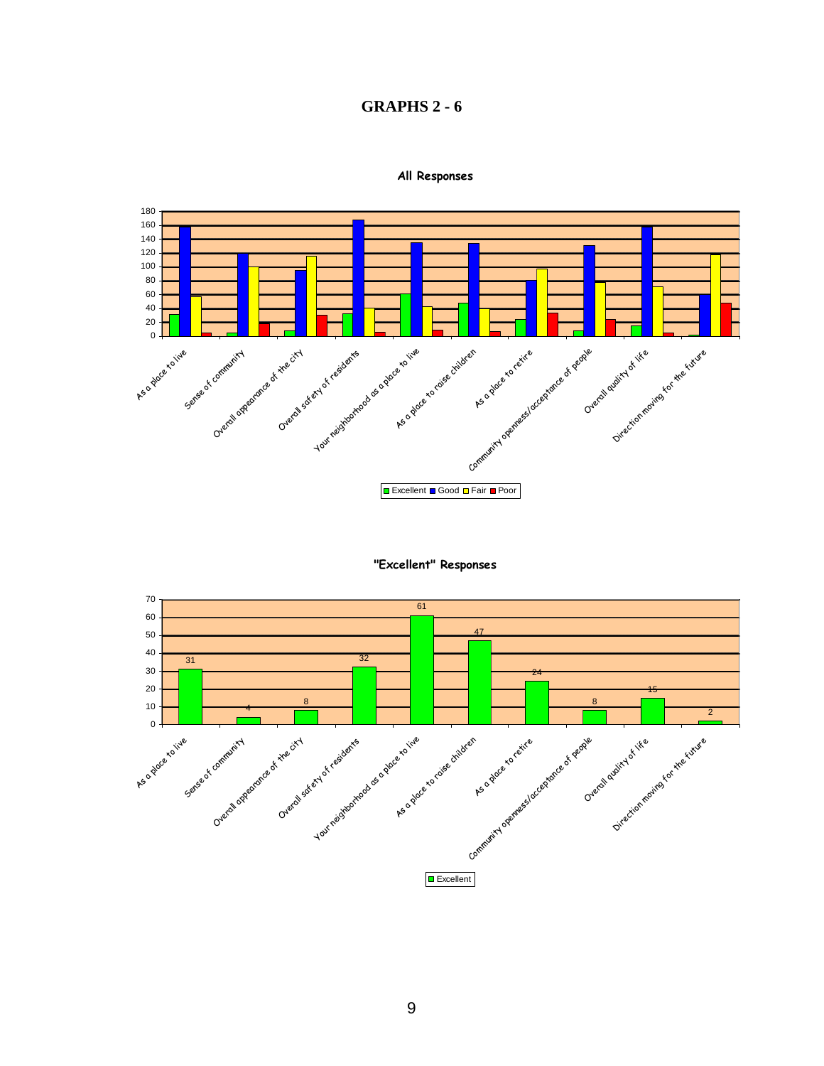# GRAPHS 2 - 6

**All Responses**

| Category | Excellent | Good | Fair | Poor |
|---|---|---|---|---|
| As a place to live | 31 | 158 | 57 | 4 |
| Sense of community | 4 | 119 | 100 | 18 |
| Overall appearance of the city | 8 | 95 | 115 | 30 |
| Overall safety of residents | 32 | 167 | 40 | 5 |
| Your neighborhood as a place to live | 61 | 135 | 42 | 8 |
| As a place to raise children | 47 | 134 | 39 | 6 |
| As a place to retire | 24 | 80 | 97 | 33 |
| Community openness/acceptance of people | 8 | 131 | 77 | 24 |
| Overall quality of life | 15 | 158 | 71 | 4 |
| Direction moving for the future | 2 | 60 | 117 | 47 |

**"Excellent" Responses**

| Category | Excellent |
|---|---|
| As a place to live | 31 |
| Sense of community | 4 |
| Overall appearance of the city | 8 |
| Overall safety of residents | 32 |
| Your neighborhood as a place to live | 61 |
| As a place to raise children | 47 |
| As a place to retire | 24 |
| Community openness/acceptance of people | 8 |
| Overall quality of life | 15 |
| Direction moving for the future | 2 |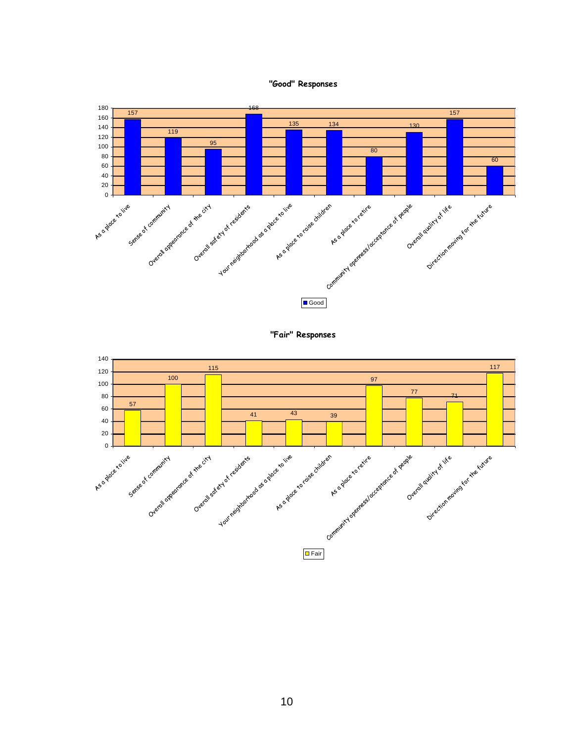## "Good" Responses

| Category | Good |
|---|---|
| As a place to live | 157 |
| Sense of community | 119 |
| Overall appearance of the city | 95 |
| Overall safety of residents | 168 |
| Your neighborhood as a place to live | 135 |
| As a place to raise children | 134 |
| As a place to retire | 80 |
| Community openness/acceptance of people | 130 |
| Overall quality of life | 157 |
| Direction moving for the future | 60 |

## "Fair" Responses

| Category | Fair |
|---|---|
| As a place to live | 57 |
| Sense of community | 100 |
| Overall appearance of the city | 115 |
| Overall safety of residents | 41 |
| Your neighborhood as a place to live | 43 |
| As a place to raise children | 39 |
| As a place to retire | 97 |
| Community openness/acceptance of people | 77 |
| Overall quality of life | 71 |
| Direction moving for the future | 117 |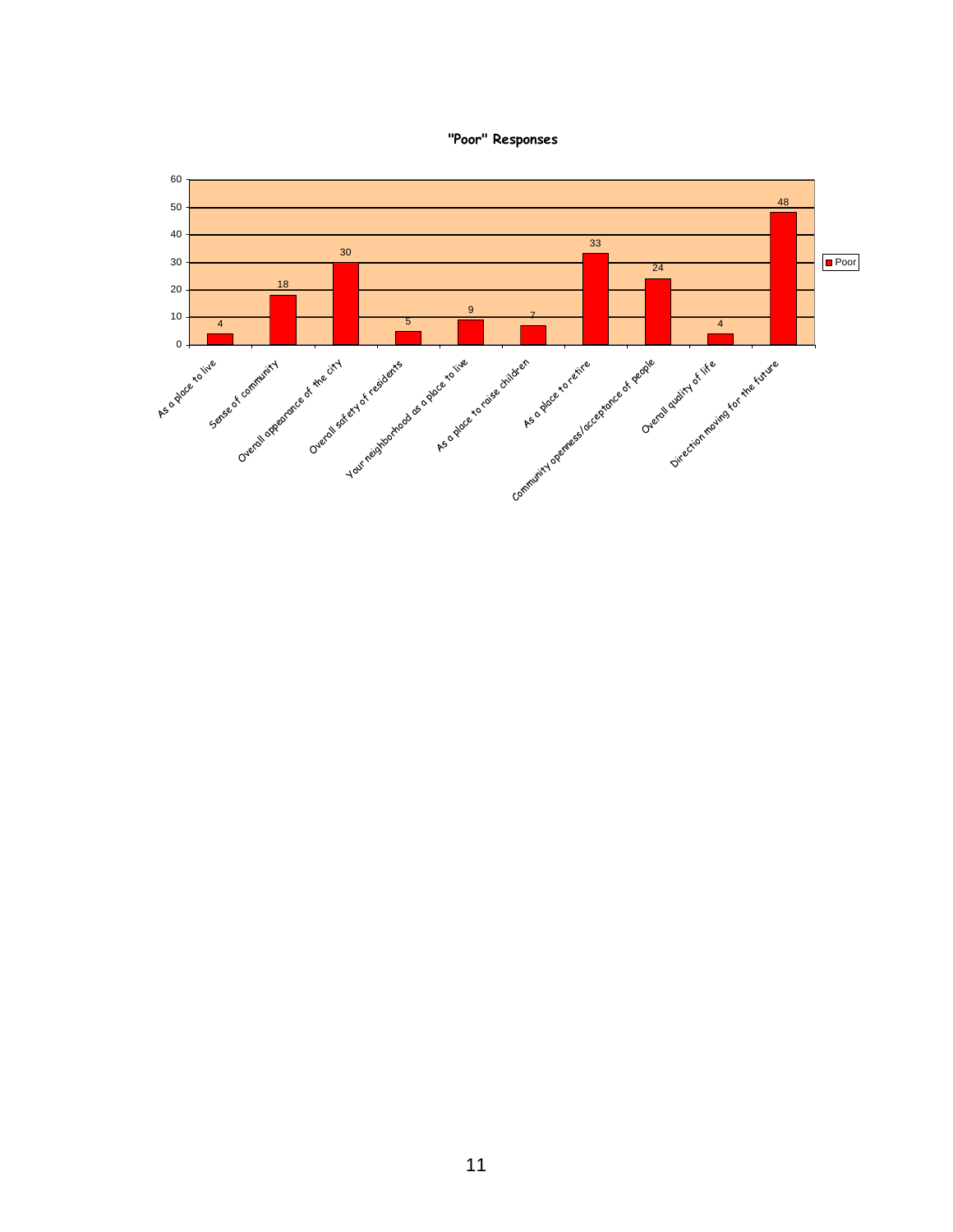**"Poor" Responses**

| Category | Poor |
|---|---|
| As a place to live | 4 |
| Sense of community | 18 |
| Overall appearance of the city | 30 |
| Overall safety of residents | 5 |
| Your neighborhood as a place to live | 9 |
| As a place to raise children | 7 |
| As a place to retire | 33 |
| Community openness/acceptance of people | 24 |
| Overall quality of life | 4 |
| Direction moving for the future | 48 |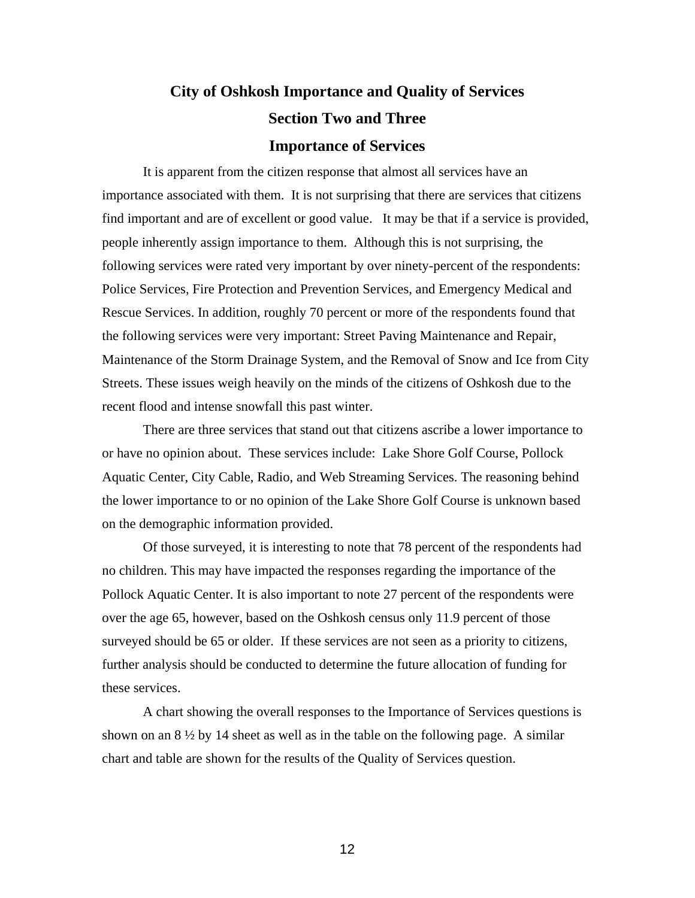# City of Oshkosh Importance and Quality of Services

## Section Two and Three

## Importance of Services

It is apparent from the citizen response that almost all services have an importance associated with them. It is not surprising that there are services that citizens find important and are of excellent or good value. It may be that if a service is provided, people inherently assign importance to them. Although this is not surprising, the following services were rated very important by over ninety-percent of the respondents: Police Services, Fire Protection and Prevention Services, and Emergency Medical and Rescue Services. In addition, roughly 70 percent or more of the respondents found that the following services were very important: Street Paving Maintenance and Repair, Maintenance of the Storm Drainage System, and the Removal of Snow and Ice from City Streets. These issues weigh heavily on the minds of the citizens of Oshkosh due to the recent flood and intense snowfall this past winter.

There are three services that stand out that citizens ascribe a lower importance to or have no opinion about. These services include: Lake Shore Golf Course, Pollock Aquatic Center, City Cable, Radio, and Web Streaming Services. The reasoning behind the lower importance to or no opinion of the Lake Shore Golf Course is unknown based on the demographic information provided.

Of those surveyed, it is interesting to note that 78 percent of the respondents had no children. This may have impacted the responses regarding the importance of the Pollock Aquatic Center. It is also important to note 27 percent of the respondents were over the age 65, however, based on the Oshkosh census only 11.9 percent of those surveyed should be 65 or older. If these services are not seen as a priority to citizens, further analysis should be conducted to determine the future allocation of funding for these services.

A chart showing the overall responses to the Importance of Services questions is shown on an 8 ½ by 14 sheet as well as in the table on the following page. A similar chart and table are shown for the results of the Quality of Services question.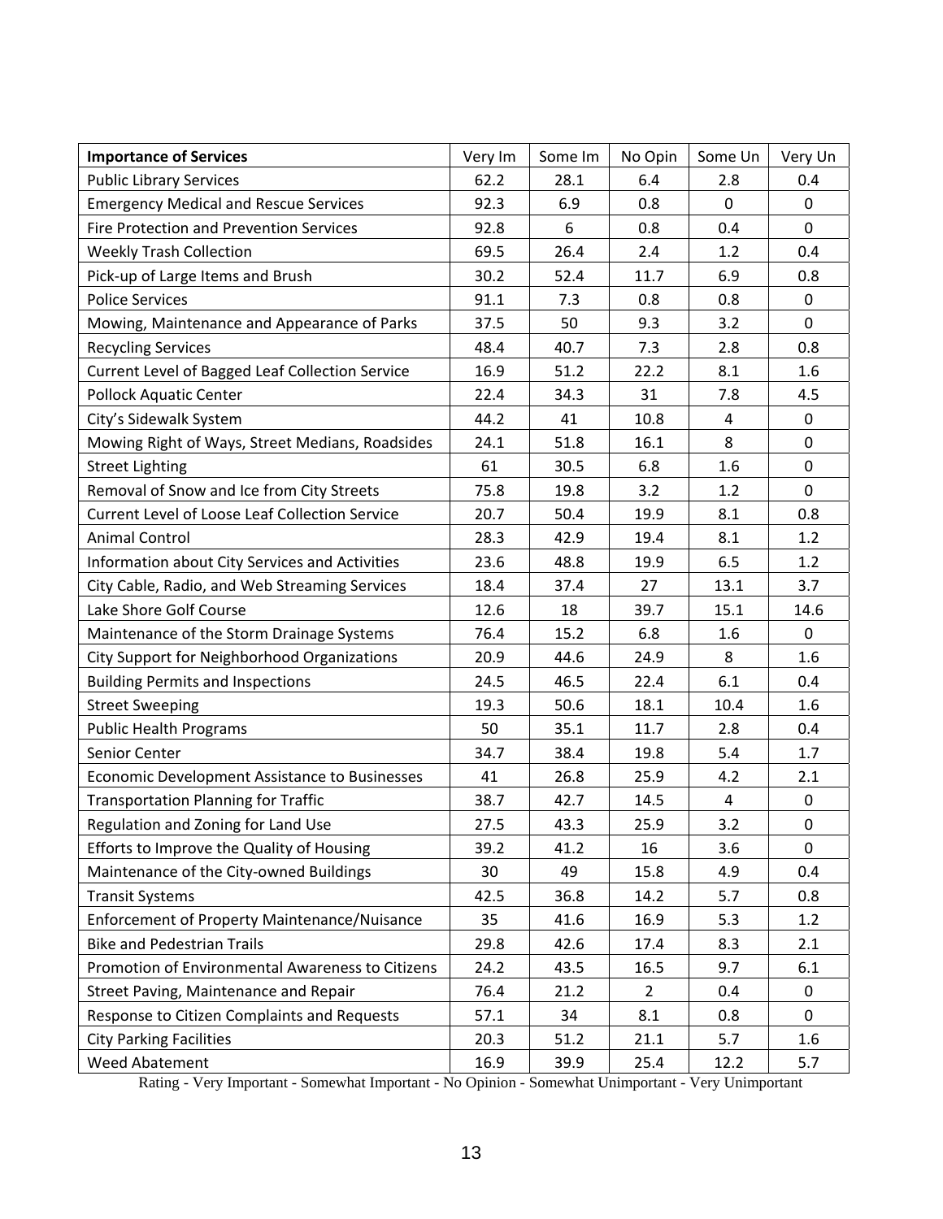| Importance of Services | Very Im | Some Im | No Opin | Some Un | Very Un |
|---|---|---|---|---|---|
| Public Library Services | 62.2 | 28.1 | 6.4 | 2.8 | 0.4 |
| Emergency Medical and Rescue Services | 92.3 | 6.9 | 0.8 | 0 | 0 |
| Fire Protection and Prevention Services | 92.8 | 6 | 0.8 | 0.4 | 0 |
| Weekly Trash Collection | 69.5 | 26.4 | 2.4 | 1.2 | 0.4 |
| Pick-up of Large Items and Brush | 30.2 | 52.4 | 11.7 | 6.9 | 0.8 |
| Police Services | 91.1 | 7.3 | 0.8 | 0.8 | 0 |
| Mowing, Maintenance and Appearance of Parks | 37.5 | 50 | 9.3 | 3.2 | 0 |
| Recycling Services | 48.4 | 40.7 | 7.3 | 2.8 | 0.8 |
| Current Level of Bagged Leaf Collection Service | 16.9 | 51.2 | 22.2 | 8.1 | 1.6 |
| Pollock Aquatic Center | 22.4 | 34.3 | 31 | 7.8 | 4.5 |
| City's Sidewalk System | 44.2 | 41 | 10.8 | 4 | 0 |
| Mowing Right of Ways, Street Medians, Roadsides | 24.1 | 51.8 | 16.1 | 8 | 0 |
| Street Lighting | 61 | 30.5 | 6.8 | 1.6 | 0 |
| Removal of Snow and Ice from City Streets | 75.8 | 19.8 | 3.2 | 1.2 | 0 |
| Current Level of Loose Leaf Collection Service | 20.7 | 50.4 | 19.9 | 8.1 | 0.8 |
| Animal Control | 28.3 | 42.9 | 19.4 | 8.1 | 1.2 |
| Information about City Services and Activities | 23.6 | 48.8 | 19.9 | 6.5 | 1.2 |
| City Cable, Radio, and Web Streaming Services | 18.4 | 37.4 | 27 | 13.1 | 3.7 |
| Lake Shore Golf Course | 12.6 | 18 | 39.7 | 15.1 | 14.6 |
| Maintenance of the Storm Drainage Systems | 76.4 | 15.2 | 6.8 | 1.6 | 0 |
| City Support for Neighborhood Organizations | 20.9 | 44.6 | 24.9 | 8 | 1.6 |
| Building Permits and Inspections | 24.5 | 46.5 | 22.4 | 6.1 | 0.4 |
| Street Sweeping | 19.3 | 50.6 | 18.1 | 10.4 | 1.6 |
| Public Health Programs | 50 | 35.1 | 11.7 | 2.8 | 0.4 |
| Senior Center | 34.7 | 38.4 | 19.8 | 5.4 | 1.7 |
| Economic Development Assistance to Businesses | 41 | 26.8 | 25.9 | 4.2 | 2.1 |
| Transportation Planning for Traffic | 38.7 | 42.7 | 14.5 | 4 | 0 |
| Regulation and Zoning for Land Use | 27.5 | 43.3 | 25.9 | 3.2 | 0 |
| Efforts to Improve the Quality of Housing | 39.2 | 41.2 | 16 | 3.6 | 0 |
| Maintenance of the City-owned Buildings | 30 | 49 | 15.8 | 4.9 | 0.4 |
| Transit Systems | 42.5 | 36.8 | 14.2 | 5.7 | 0.8 |
| Enforcement of Property Maintenance/Nuisance | 35 | 41.6 | 16.9 | 5.3 | 1.2 |
| Bike and Pedestrian Trails | 29.8 | 42.6 | 17.4 | 8.3 | 2.1 |
| Promotion of Environmental Awareness to Citizens | 24.2 | 43.5 | 16.5 | 9.7 | 6.1 |
| Street Paving, Maintenance and Repair | 76.4 | 21.2 | 2 | 0.4 | 0 |
| Response to Citizen Complaints and Requests | 57.1 | 34 | 8.1 | 0.8 | 0 |
| City Parking Facilities | 20.3 | 51.2 | 21.1 | 5.7 | 1.6 |
| Weed Abatement | 16.9 | 39.9 | 25.4 | 12.2 | 5.7 |

Rating - Very Important - Somewhat Important - No Opinion - Somewhat Unimportant - Very Unimportant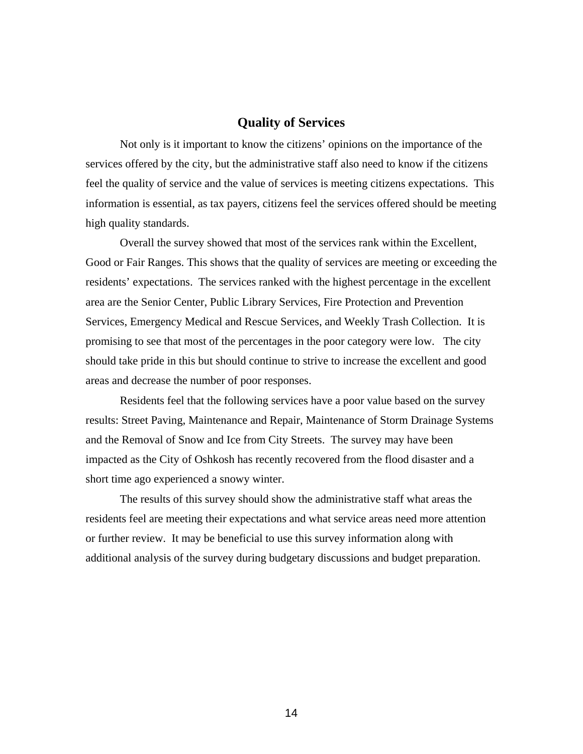## Quality of Services

Not only is it important to know the citizens' opinions on the importance of the services offered by the city, but the administrative staff also need to know if the citizens feel the quality of service and the value of services is meeting citizens expectations. This information is essential, as tax payers, citizens feel the services offered should be meeting high quality standards.

Overall the survey showed that most of the services rank within the Excellent, Good or Fair Ranges. This shows that the quality of services are meeting or exceeding the residents' expectations. The services ranked with the highest percentage in the excellent area are the Senior Center, Public Library Services, Fire Protection and Prevention Services, Emergency Medical and Rescue Services, and Weekly Trash Collection. It is promising to see that most of the percentages in the poor category were low. The city should take pride in this but should continue to strive to increase the excellent and good areas and decrease the number of poor responses.

Residents feel that the following services have a poor value based on the survey results: Street Paving, Maintenance and Repair, Maintenance of Storm Drainage Systems and the Removal of Snow and Ice from City Streets. The survey may have been impacted as the City of Oshkosh has recently recovered from the flood disaster and a short time ago experienced a snowy winter.

The results of this survey should show the administrative staff what areas the residents feel are meeting their expectations and what service areas need more attention or further review. It may be beneficial to use this survey information along with additional analysis of the survey during budgetary discussions and budget preparation.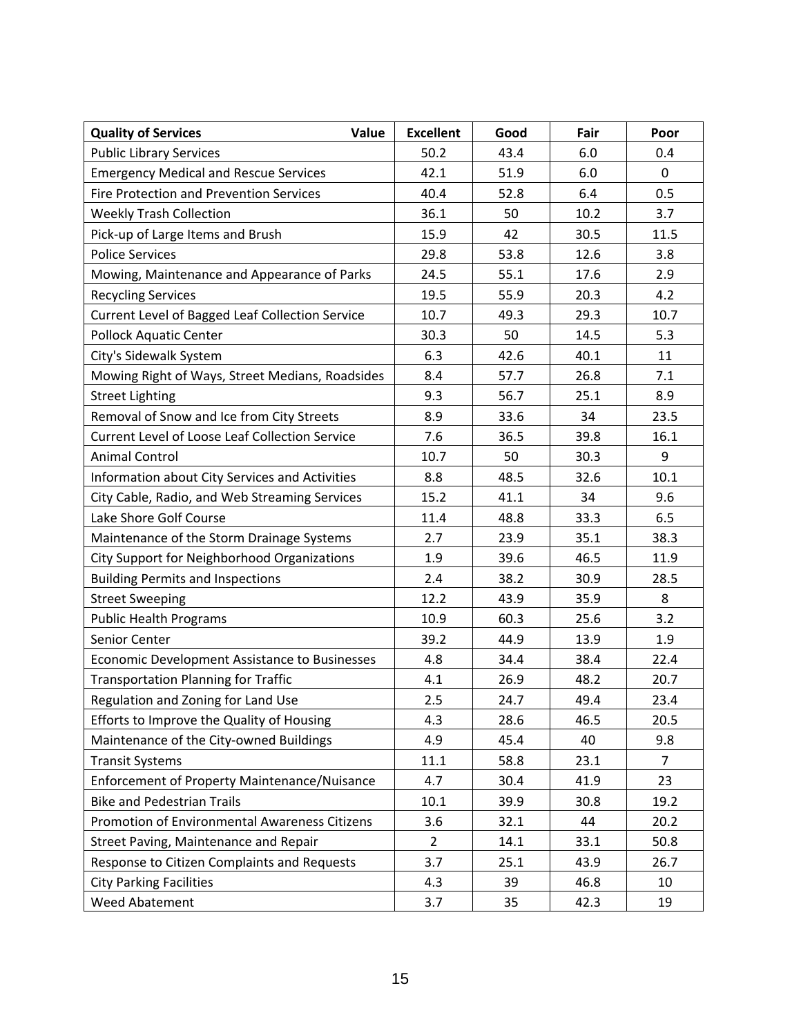| Quality of Services Value | Excellent | Good | Fair | Poor |
|---|---|---|---|---|
| Public Library Services | 50.2 | 43.4 | 6.0 | 0.4 |
| Emergency Medical and Rescue Services | 42.1 | 51.9 | 6.0 | 0 |
| Fire Protection and Prevention Services | 40.4 | 52.8 | 6.4 | 0.5 |
| Weekly Trash Collection | 36.1 | 50 | 10.2 | 3.7 |
| Pick-up of Large Items and Brush | 15.9 | 42 | 30.5 | 11.5 |
| Police Services | 29.8 | 53.8 | 12.6 | 3.8 |
| Mowing, Maintenance and Appearance of Parks | 24.5 | 55.1 | 17.6 | 2.9 |
| Recycling Services | 19.5 | 55.9 | 20.3 | 4.2 |
| Current Level of Bagged Leaf Collection Service | 10.7 | 49.3 | 29.3 | 10.7 |
| Pollock Aquatic Center | 30.3 | 50 | 14.5 | 5.3 |
| City's Sidewalk System | 6.3 | 42.6 | 40.1 | 11 |
| Mowing Right of Ways, Street Medians, Roadsides | 8.4 | 57.7 | 26.8 | 7.1 |
| Street Lighting | 9.3 | 56.7 | 25.1 | 8.9 |
| Removal of Snow and Ice from City Streets | 8.9 | 33.6 | 34 | 23.5 |
| Current Level of Loose Leaf Collection Service | 7.6 | 36.5 | 39.8 | 16.1 |
| Animal Control | 10.7 | 50 | 30.3 | 9 |
| Information about City Services and Activities | 8.8 | 48.5 | 32.6 | 10.1 |
| City Cable, Radio, and Web Streaming Services | 15.2 | 41.1 | 34 | 9.6 |
| Lake Shore Golf Course | 11.4 | 48.8 | 33.3 | 6.5 |
| Maintenance of the Storm Drainage Systems | 2.7 | 23.9 | 35.1 | 38.3 |
| City Support for Neighborhood Organizations | 1.9 | 39.6 | 46.5 | 11.9 |
| Building Permits and Inspections | 2.4 | 38.2 | 30.9 | 28.5 |
| Street Sweeping | 12.2 | 43.9 | 35.9 | 8 |
| Public Health Programs | 10.9 | 60.3 | 25.6 | 3.2 |
| Senior Center | 39.2 | 44.9 | 13.9 | 1.9 |
| Economic Development Assistance to Businesses | 4.8 | 34.4 | 38.4 | 22.4 |
| Transportation Planning for Traffic | 4.1 | 26.9 | 48.2 | 20.7 |
| Regulation and Zoning for Land Use | 2.5 | 24.7 | 49.4 | 23.4 |
| Efforts to Improve the Quality of Housing | 4.3 | 28.6 | 46.5 | 20.5 |
| Maintenance of the City-owned Buildings | 4.9 | 45.4 | 40 | 9.8 |
| Transit Systems | 11.1 | 58.8 | 23.1 | 7 |
| Enforcement of Property Maintenance/Nuisance | 4.7 | 30.4 | 41.9 | 23 |
| Bike and Pedestrian Trails | 10.1 | 39.9 | 30.8 | 19.2 |
| Promotion of Environmental Awareness Citizens | 3.6 | 32.1 | 44 | 20.2 |
| Street Paving, Maintenance and Repair | 2 | 14.1 | 33.1 | 50.8 |
| Response to Citizen Complaints and Requests | 3.7 | 25.1 | 43.9 | 26.7 |
| City Parking Facilities | 4.3 | 39 | 46.8 | 10 |
| Weed Abatement | 3.7 | 35 | 42.3 | 19 |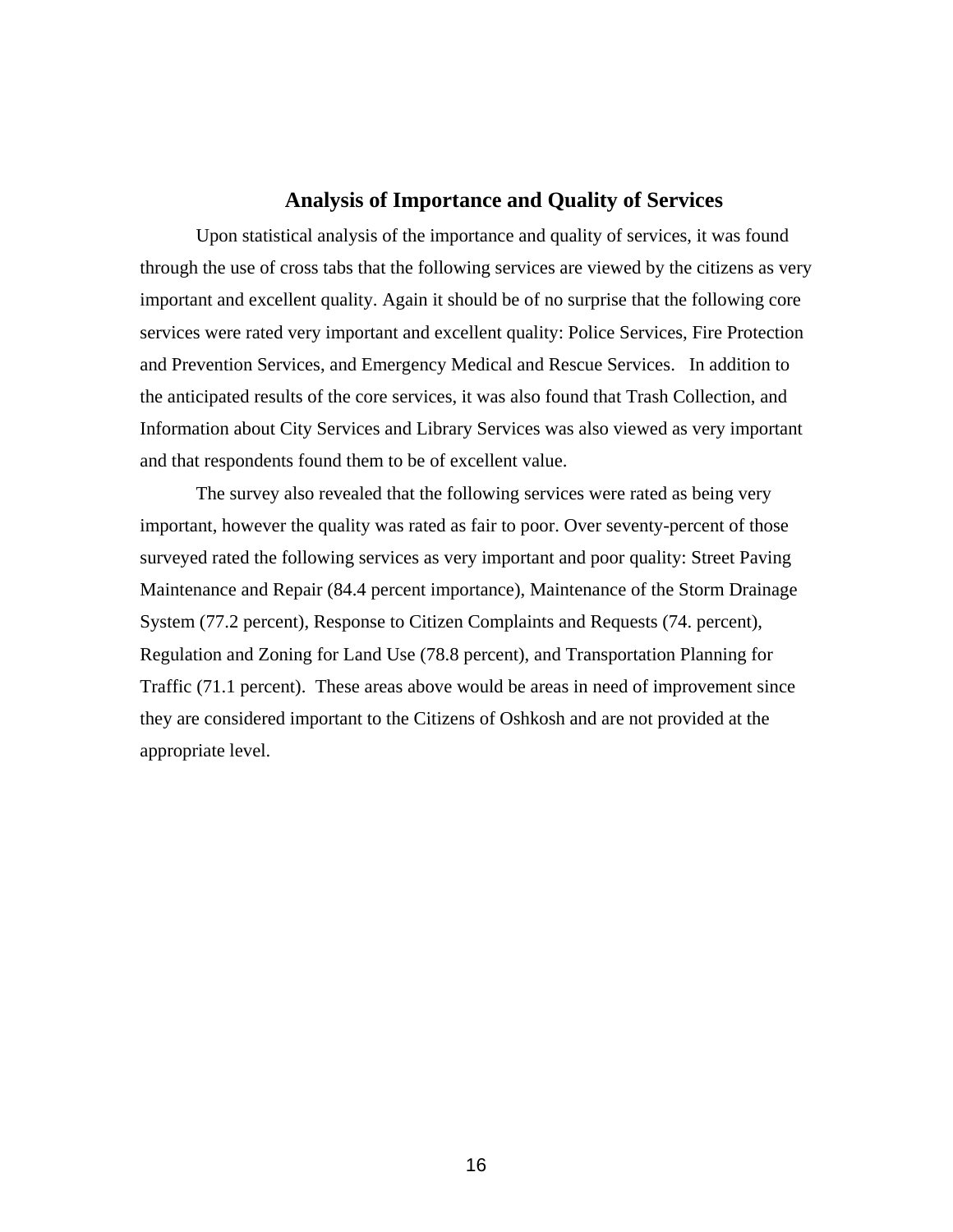## Analysis of Importance and Quality of Services

Upon statistical analysis of the importance and quality of services, it was found through the use of cross tabs that the following services are viewed by the citizens as very important and excellent quality. Again it should be of no surprise that the following core services were rated very important and excellent quality: Police Services, Fire Protection and Prevention Services, and Emergency Medical and Rescue Services. In addition to the anticipated results of the core services, it was also found that Trash Collection, and Information about City Services and Library Services was also viewed as very important and that respondents found them to be of excellent value.

The survey also revealed that the following services were rated as being very important, however the quality was rated as fair to poor. Over seventy-percent of those surveyed rated the following services as very important and poor quality: Street Paving Maintenance and Repair (84.4 percent importance), Maintenance of the Storm Drainage System (77.2 percent), Response to Citizen Complaints and Requests (74. percent), Regulation and Zoning for Land Use (78.8 percent), and Transportation Planning for Traffic (71.1 percent). These areas above would be areas in need of improvement since they are considered important to the Citizens of Oshkosh and are not provided at the appropriate level.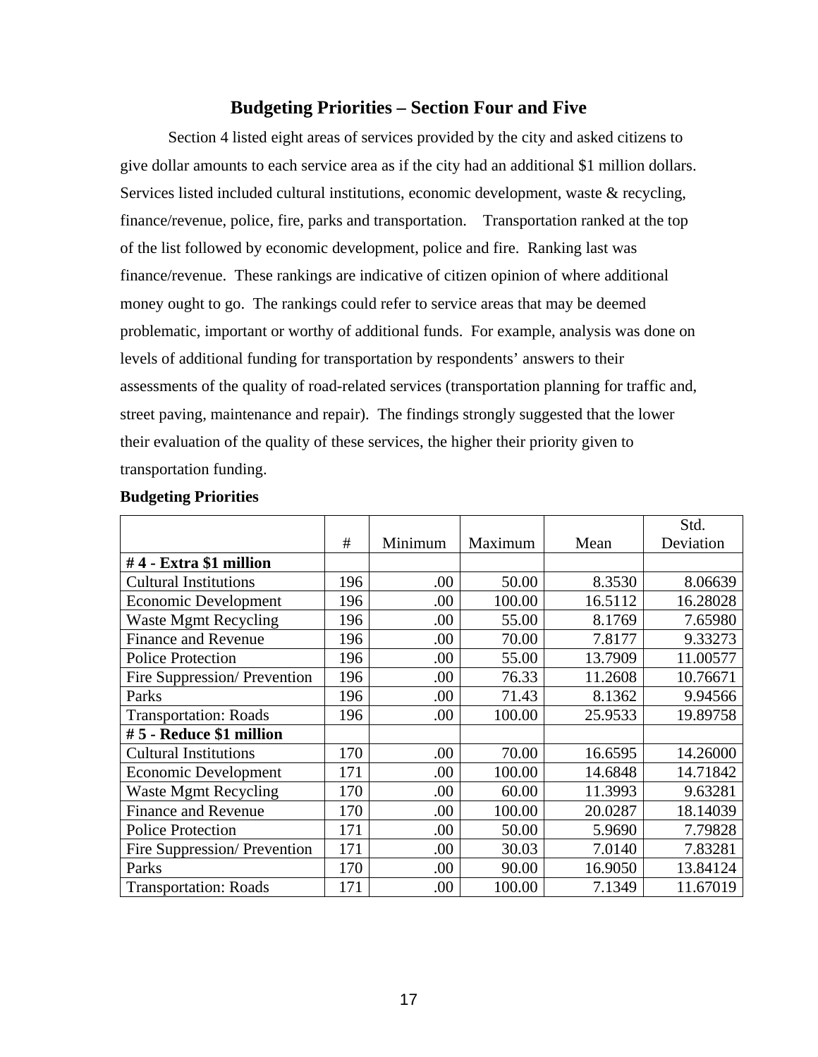## Budgeting Priorities – Section Four and Five

Section 4 listed eight areas of services provided by the city and asked citizens to give dollar amounts to each service area as if the city had an additional $1 million dollars. Services listed included cultural institutions, economic development, waste & recycling, finance/revenue, police, fire, parks and transportation. Transportation ranked at the top of the list followed by economic development, police and fire. Ranking last was finance/revenue. These rankings are indicative of citizen opinion of where additional money ought to go. The rankings could refer to service areas that may be deemed problematic, important or worthy of additional funds. For example, analysis was done on levels of additional funding for transportation by respondents' answers to their assessments of the quality of road-related services (transportation planning for traffic and, street paving, maintenance and repair). The findings strongly suggested that the lower their evaluation of the quality of these services, the higher their priority given to transportation funding.

**Budgeting Priorities**

| | # | Minimum | Maximum | Mean | Std. Deviation |
|---|---|---|---|---|---|
| **# 4 - Extra $1 million** | | | | | |
| Cultural Institutions | 196 | .00 | 50.00 | 8.3530 | 8.06639 |
| Economic Development | 196 | .00 | 100.00 | 16.5112 | 16.28028 |
| Waste Mgmt Recycling | 196 | .00 | 55.00 | 8.1769 | 7.65980 |
| Finance and Revenue | 196 | .00 | 70.00 | 7.8177 | 9.33273 |
| Police Protection | 196 | .00 | 55.00 | 13.7909 | 11.00577 |
| Fire Suppression/ Prevention | 196 | .00 | 76.33 | 11.2608 | 10.76671 |
| Parks | 196 | .00 | 71.43 | 8.1362 | 9.94566 |
| Transportation: Roads | 196 | .00 | 100.00 | 25.9533 | 19.89758 |
| **# 5 - Reduce $1 million** | | | | | |
| Cultural Institutions | 170 | .00 | 70.00 | 16.6595 | 14.26000 |
| Economic Development | 171 | .00 | 100.00 | 14.6848 | 14.71842 |
| Waste Mgmt Recycling | 170 | .00 | 60.00 | 11.3993 | 9.63281 |
| Finance and Revenue | 170 | .00 | 100.00 | 20.0287 | 18.14039 |
| Police Protection | 171 | .00 | 50.00 | 5.9690 | 7.79828 |
| Fire Suppression/ Prevention | 171 | .00 | 30.03 | 7.0140 | 7.83281 |
| Parks | 170 | .00 | 90.00 | 16.9050 | 13.84124 |
| Transportation: Roads | 171 | .00 | 100.00 | 7.1349 | 11.67019 |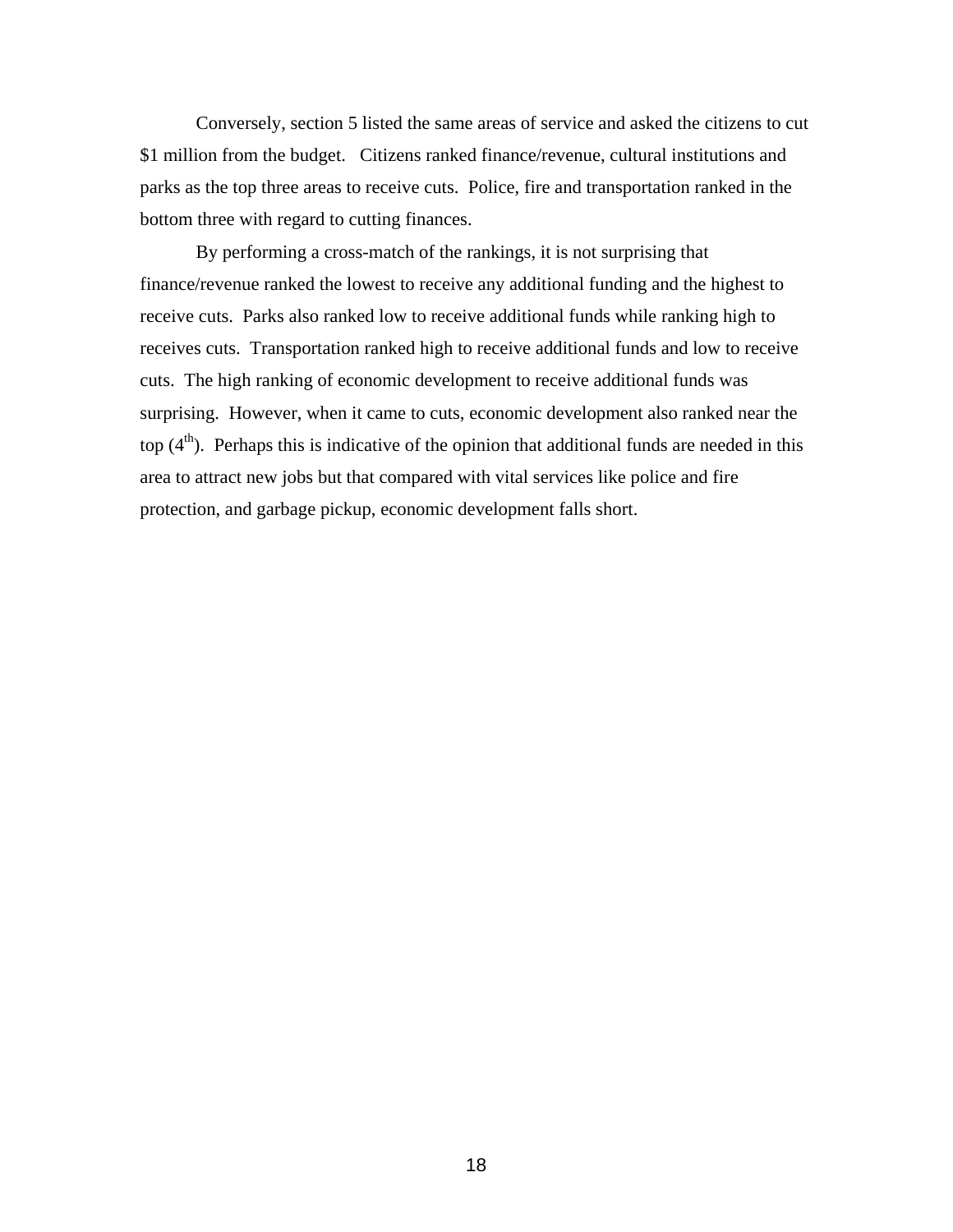Conversely, section 5 listed the same areas of service and asked the citizens to cut $1 million from the budget. Citizens ranked finance/revenue, cultural institutions and parks as the top three areas to receive cuts. Police, fire and transportation ranked in the bottom three with regard to cutting finances.

By performing a cross-match of the rankings, it is not surprising that finance/revenue ranked the lowest to receive any additional funding and the highest to receive cuts. Parks also ranked low to receive additional funds while ranking high to receives cuts. Transportation ranked high to receive additional funds and low to receive cuts. The high ranking of economic development to receive additional funds was surprising. However, when it came to cuts, economic development also ranked near the top (4th). Perhaps this is indicative of the opinion that additional funds are needed in this area to attract new jobs but that compared with vital services like police and fire protection, and garbage pickup, economic development falls short.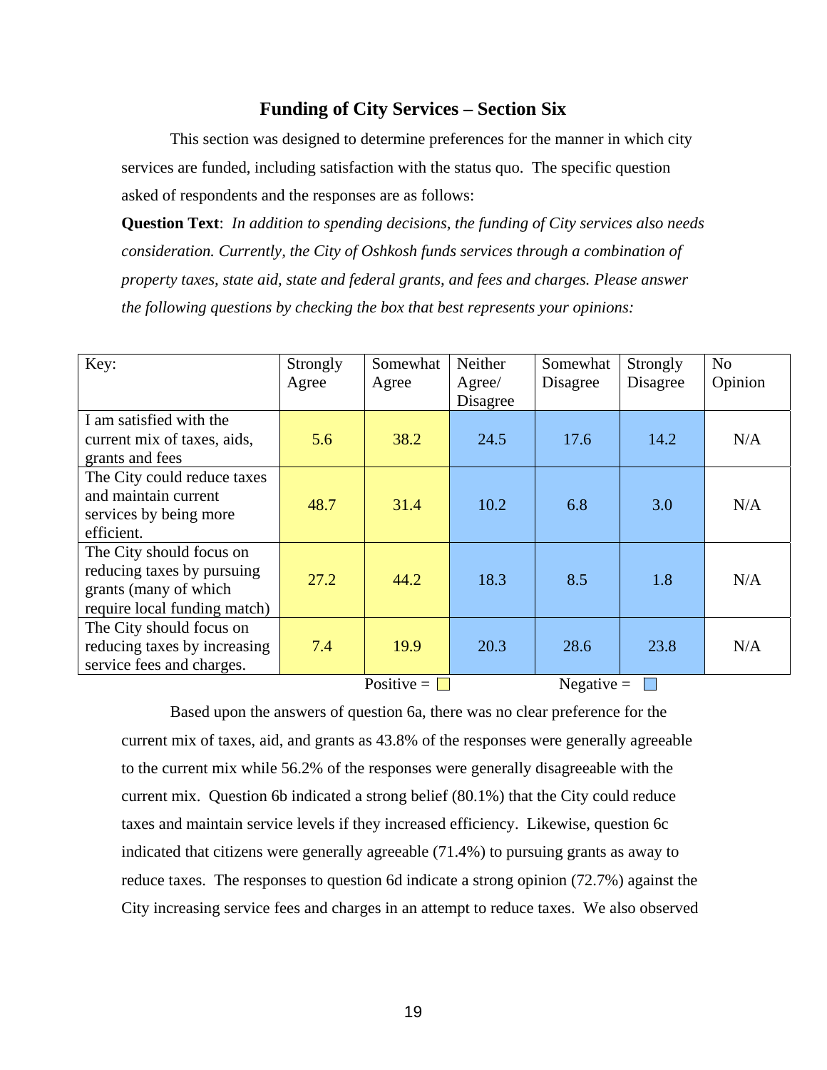## Funding of City Services – Section Six

This section was designed to determine preferences for the manner in which city services are funded, including satisfaction with the status quo. The specific question asked of respondents and the responses are as follows:

**Question Text**: *In addition to spending decisions, the funding of City services also needs consideration. Currently, the City of Oshkosh funds services through a combination of property taxes, state aid, state and federal grants, and fees and charges. Please answer the following questions by checking the box that best represents your opinions:*

| Key: | Strongly Agree | Somewhat Agree | Neither Agree/ Disagree | Somewhat Disagree | Strongly Disagree | No Opinion |
|---|---|---|---|---|---|---|
| I am satisfied with the current mix of taxes, aids, grants and fees | 5.6 | 38.2 | 24.5 | 17.6 | 14.2 | N/A |
| The City could reduce taxes and maintain current services by being more efficient. | 48.7 | 31.4 | 10.2 | 6.8 | 3.0 | N/A |
| The City should focus on reducing taxes by pursuing grants (many of which require local funding match) | 27.2 | 44.2 | 18.3 | 8.5 | 1.8 | N/A |
| The City should focus on reducing taxes by increasing service fees and charges. | 7.4 | 19.9 | 20.3 | 28.6 | 23.8 | N/A |

Positive = (yellow) Negative = (blue)

Based upon the answers of question 6a, there was no clear preference for the current mix of taxes, aid, and grants as 43.8% of the responses were generally agreeable to the current mix while 56.2% of the responses were generally disagreeable with the current mix. Question 6b indicated a strong belief (80.1%) that the City could reduce taxes and maintain service levels if they increased efficiency. Likewise, question 6c indicated that citizens were generally agreeable (71.4%) to pursuing grants as away to reduce taxes. The responses to question 6d indicate a strong opinion (72.7%) against the City increasing service fees and charges in an attempt to reduce taxes. We also observed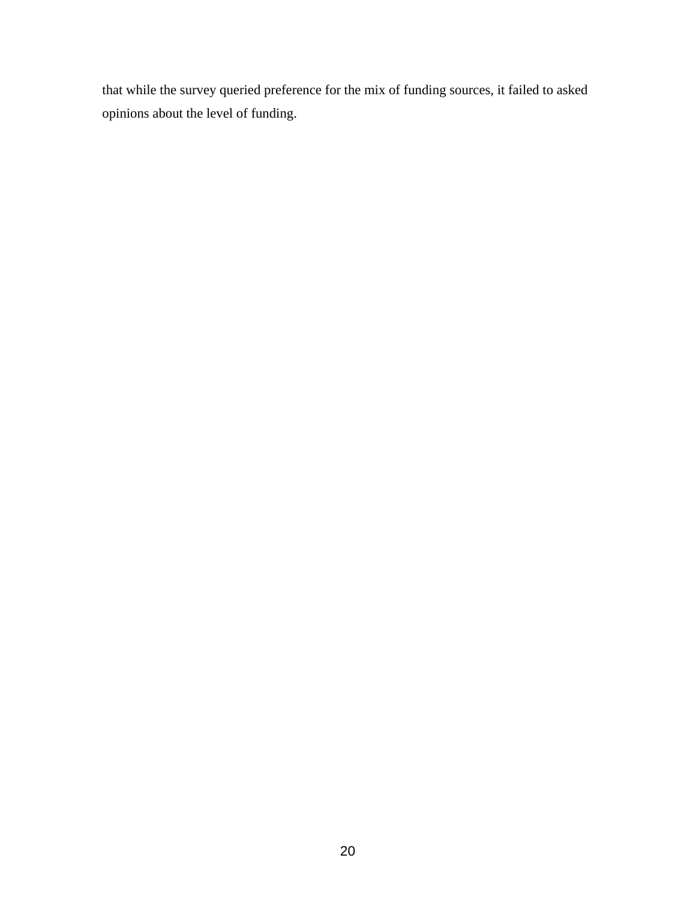that while the survey queried preference for the mix of funding sources, it failed to asked opinions about the level of funding.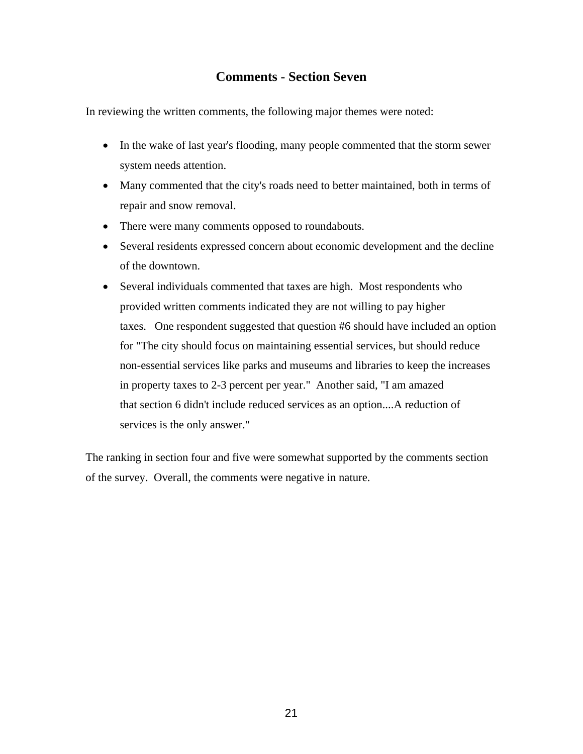## Comments - Section Seven

In reviewing the written comments, the following major themes were noted:

- In the wake of last year's flooding, many people commented that the storm sewer system needs attention.
- Many commented that the city's roads need to better maintained, both in terms of repair and snow removal.
- There were many comments opposed to roundabouts.
- Several residents expressed concern about economic development and the decline of the downtown.
- Several individuals commented that taxes are high.  Most respondents who provided written comments indicated they are not willing to pay higher taxes.   One respondent suggested that question #6 should have included an option for "The city should focus on maintaining essential services, but should reduce non-essential services like parks and museums and libraries to keep the increases in property taxes to 2-3 percent per year."  Another said, "I am amazed that section 6 didn't include reduced services as an option....A reduction of services is the only answer."

The ranking in section four and five were somewhat supported by the comments section of the survey.  Overall, the comments were negative in nature.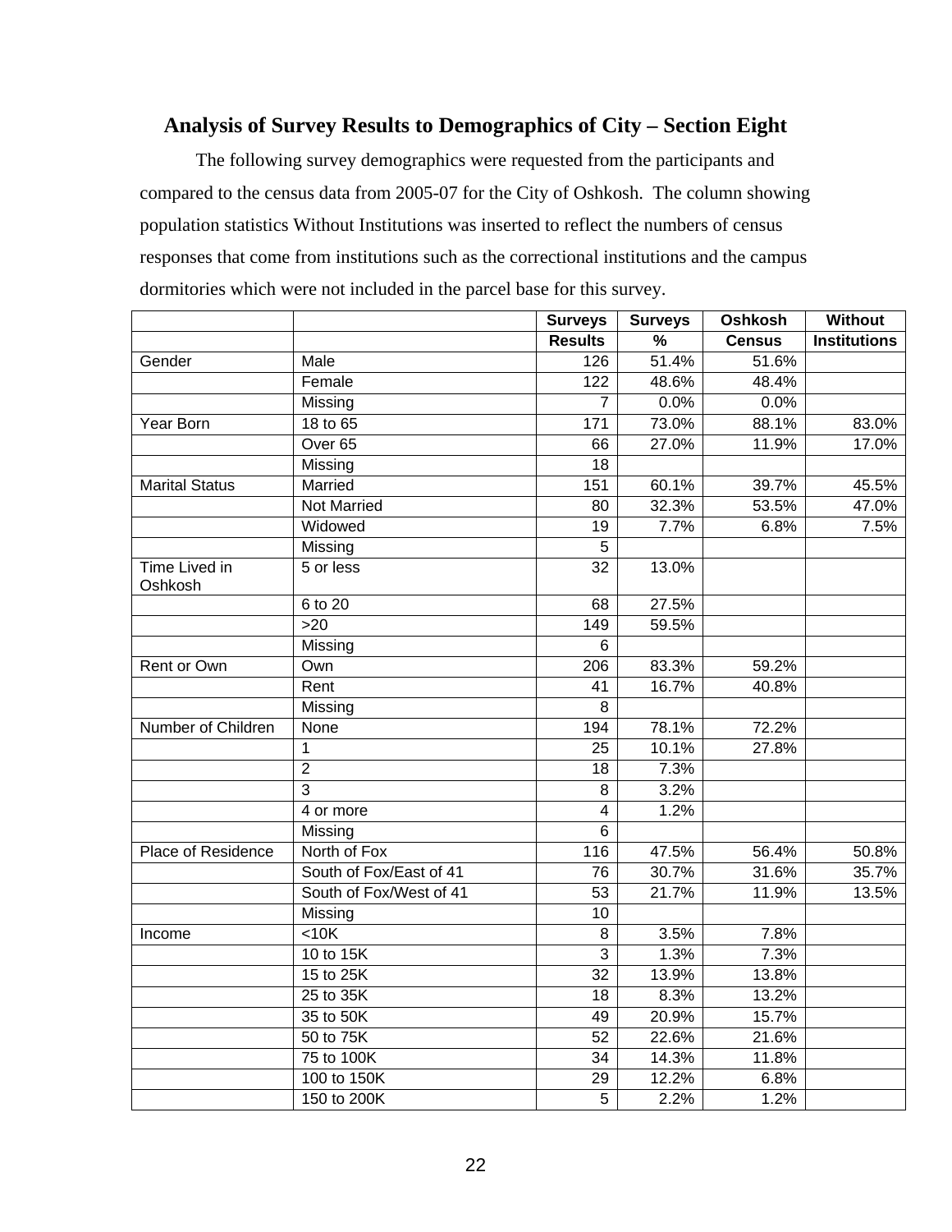## Analysis of Survey Results to Demographics of City – Section Eight

The following survey demographics were requested from the participants and compared to the census data from 2005-07 for the City of Oshkosh. The column showing population statistics Without Institutions was inserted to reflect the numbers of census responses that come from institutions such as the correctional institutions and the campus dormitories which were not included in the parcel base for this survey.

| | | Surveys Results | Surveys % | Oshkosh Census | Without Institutions |
|---|---|---|---|---|---|
| Gender | Male | 126 | 51.4% | 51.6% | |
| | Female | 122 | 48.6% | 48.4% | |
| | Missing | 7 | 0.0% | 0.0% | |
| Year Born | 18 to 65 | 171 | 73.0% | 88.1% | 83.0% |
| | Over 65 | 66 | 27.0% | 11.9% | 17.0% |
| | Missing | 18 | | | |
| Marital Status | Married | 151 | 60.1% | 39.7% | 45.5% |
| | Not Married | 80 | 32.3% | 53.5% | 47.0% |
| | Widowed | 19 | 7.7% | 6.8% | 7.5% |
| | Missing | 5 | | | |
| Time Lived in Oshkosh | 5 or less | 32 | 13.0% | | |
| | 6 to 20 | 68 | 27.5% | | |
| | >20 | 149 | 59.5% | | |
| | Missing | 6 | | | |
| Rent or Own | Own | 206 | 83.3% | 59.2% | |
| | Rent | 41 | 16.7% | 40.8% | |
| | Missing | 8 | | | |
| Number of Children | None | 194 | 78.1% | 72.2% | |
| | 1 | 25 | 10.1% | 27.8% | |
| | 2 | 18 | 7.3% | | |
| | 3 | 8 | 3.2% | | |
| | 4 or more | 4 | 1.2% | | |
| | Missing | 6 | | | |
| Place of Residence | North of Fox | 116 | 47.5% | 56.4% | 50.8% |
| | South of Fox/East of 41 | 76 | 30.7% | 31.6% | 35.7% |
| | South of Fox/West of 41 | 53 | 21.7% | 11.9% | 13.5% |
| | Missing | 10 | | | |
| Income | <10K | 8 | 3.5% | 7.8% | |
| | 10 to 15K | 3 | 1.3% | 7.3% | |
| | 15 to 25K | 32 | 13.9% | 13.8% | |
| | 25 to 35K | 18 | 8.3% | 13.2% | |
| | 35 to 50K | 49 | 20.9% | 15.7% | |
| | 50 to 75K | 52 | 22.6% | 21.6% | |
| | 75 to 100K | 34 | 14.3% | 11.8% | |
| | 100 to 150K | 29 | 12.2% | 6.8% | |
| | 150 to 200K | 5 | 2.2% | 1.2% | |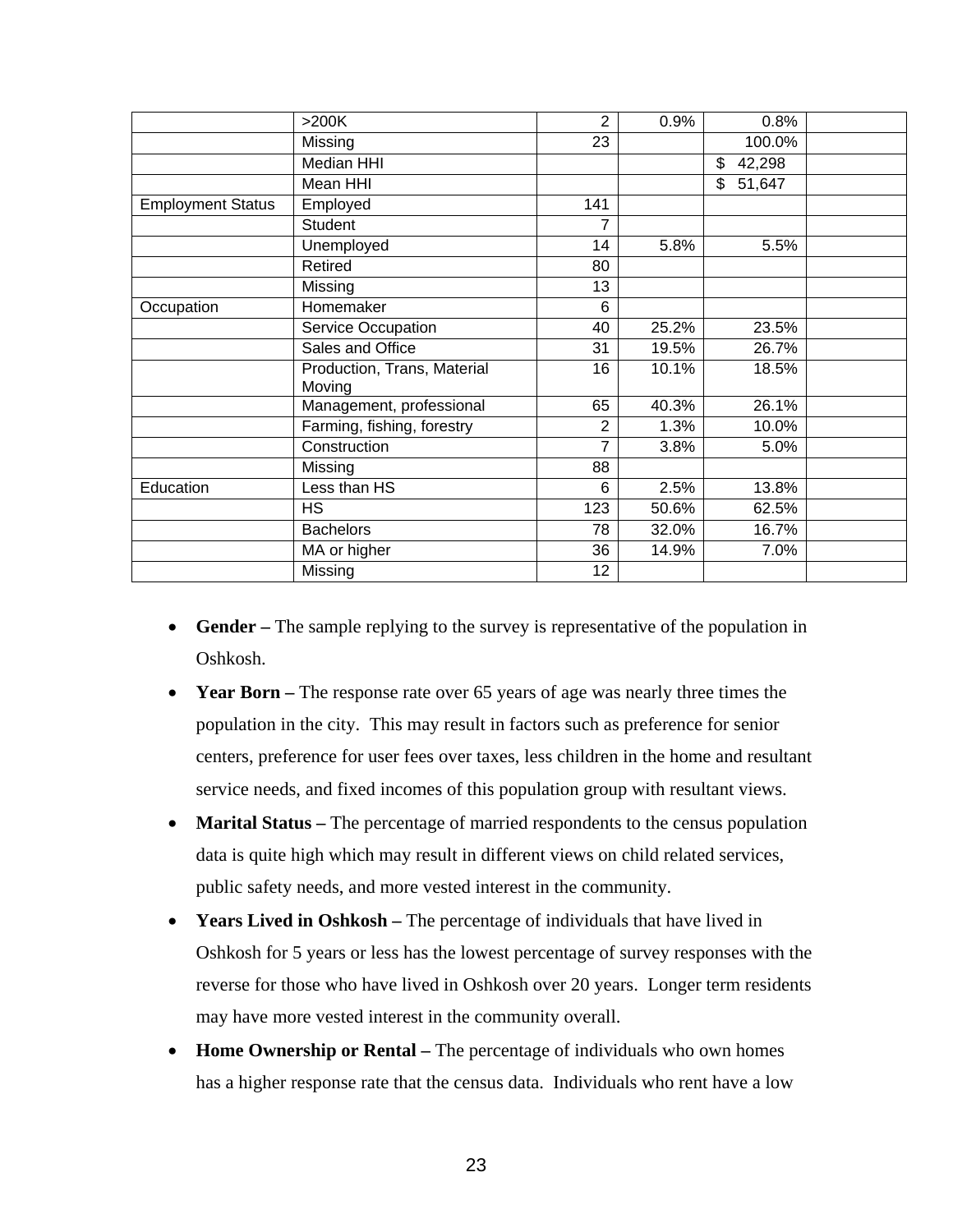| | | | | | |
|---|---|---|---|---|---|
| | >200K | 2 | 0.9% | 0.8% | |
| | Missing | 23 | | 100.0% | |
| | Median HHI | | | $ 42,298 | |
| | Mean HHI | | | $ 51,647 | |
| Employment Status | Employed | 141 | | | |
| | Student | 7 | | | |
| | Unemployed | 14 | 5.8% | 5.5% | |
| | Retired | 80 | | | |
| | Missing | 13 | | | |
| Occupation | Homemaker | 6 | | | |
| | Service Occupation | 40 | 25.2% | 23.5% | |
| | Sales and Office | 31 | 19.5% | 26.7% | |
| | Production, Trans, Material Moving | 16 | 10.1% | 18.5% | |
| | Management, professional | 65 | 40.3% | 26.1% | |
| | Farming, fishing, forestry | 2 | 1.3% | 10.0% | |
| | Construction | 7 | 3.8% | 5.0% | |
| | Missing | 88 | | | |
| Education | Less than HS | 6 | 2.5% | 13.8% | |
| | HS | 123 | 50.6% | 62.5% | |
| | Bachelors | 78 | 32.0% | 16.7% | |
| | MA or higher | 36 | 14.9% | 7.0% | |
| | Missing | 12 | | | |

- **Gender –** The sample replying to the survey is representative of the population in Oshkosh.
- **Year Born –** The response rate over 65 years of age was nearly three times the population in the city. This may result in factors such as preference for senior centers, preference for user fees over taxes, less children in the home and resultant service needs, and fixed incomes of this population group with resultant views.
- **Marital Status –** The percentage of married respondents to the census population data is quite high which may result in different views on child related services, public safety needs, and more vested interest in the community.
- **Years Lived in Oshkosh –** The percentage of individuals that have lived in Oshkosh for 5 years or less has the lowest percentage of survey responses with the reverse for those who have lived in Oshkosh over 20 years. Longer term residents may have more vested interest in the community overall.
- **Home Ownership or Rental –** The percentage of individuals who own homes has a higher response rate that the census data. Individuals who rent have a low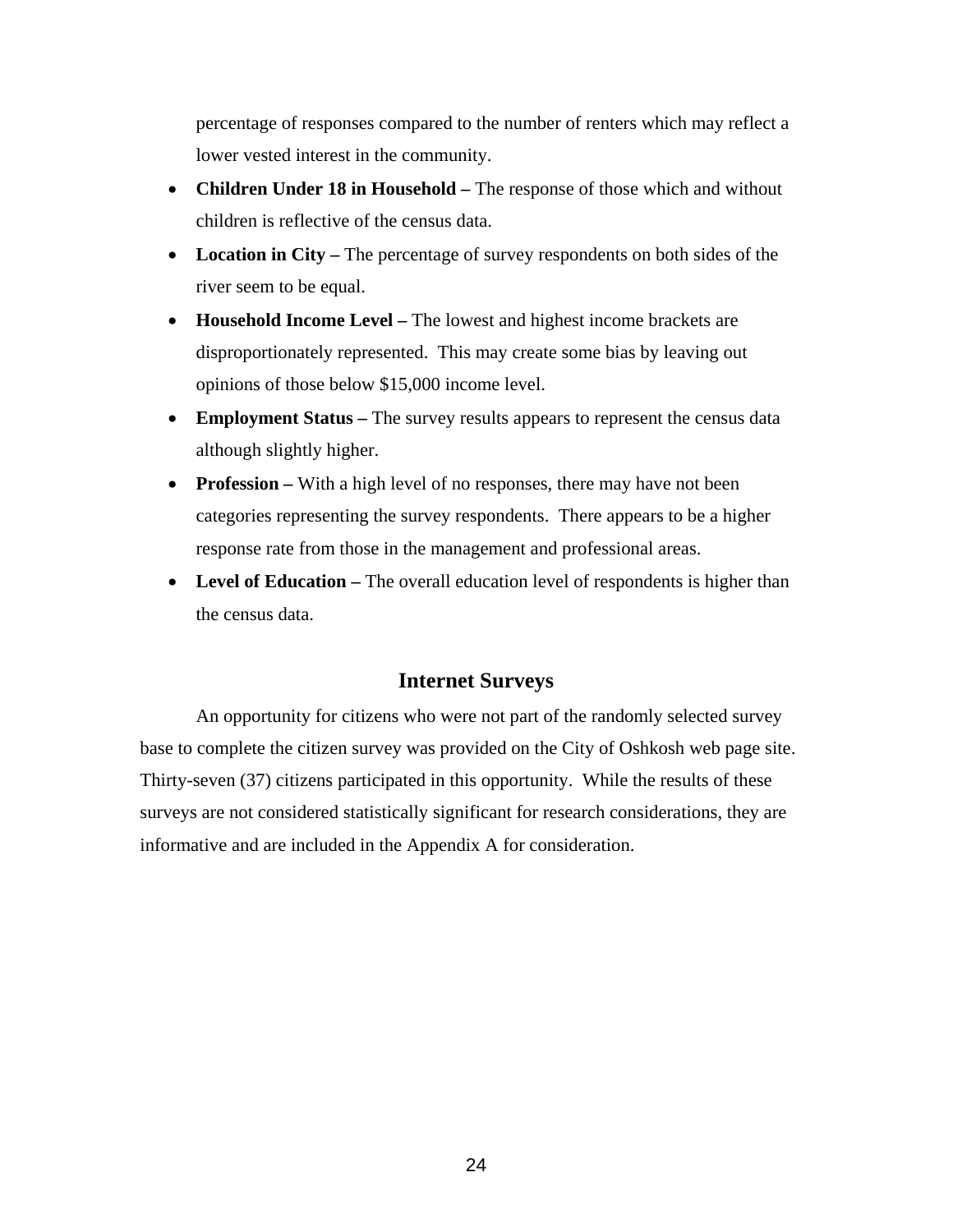percentage of responses compared to the number of renters which may reflect a lower vested interest in the community.

- **Children Under 18 in Household –** The response of those which and without children is reflective of the census data.
- **Location in City –** The percentage of survey respondents on both sides of the river seem to be equal.
- **Household Income Level –** The lowest and highest income brackets are disproportionately represented. This may create some bias by leaving out opinions of those below $15,000 income level.
- **Employment Status –** The survey results appears to represent the census data although slightly higher.
- **Profession –** With a high level of no responses, there may have not been categories representing the survey respondents. There appears to be a higher response rate from those in the management and professional areas.
- **Level of Education –** The overall education level of respondents is higher than the census data.

## Internet Surveys

An opportunity for citizens who were not part of the randomly selected survey base to complete the citizen survey was provided on the City of Oshkosh web page site. Thirty-seven (37) citizens participated in this opportunity. While the results of these surveys are not considered statistically significant for research considerations, they are informative and are included in the Appendix A for consideration.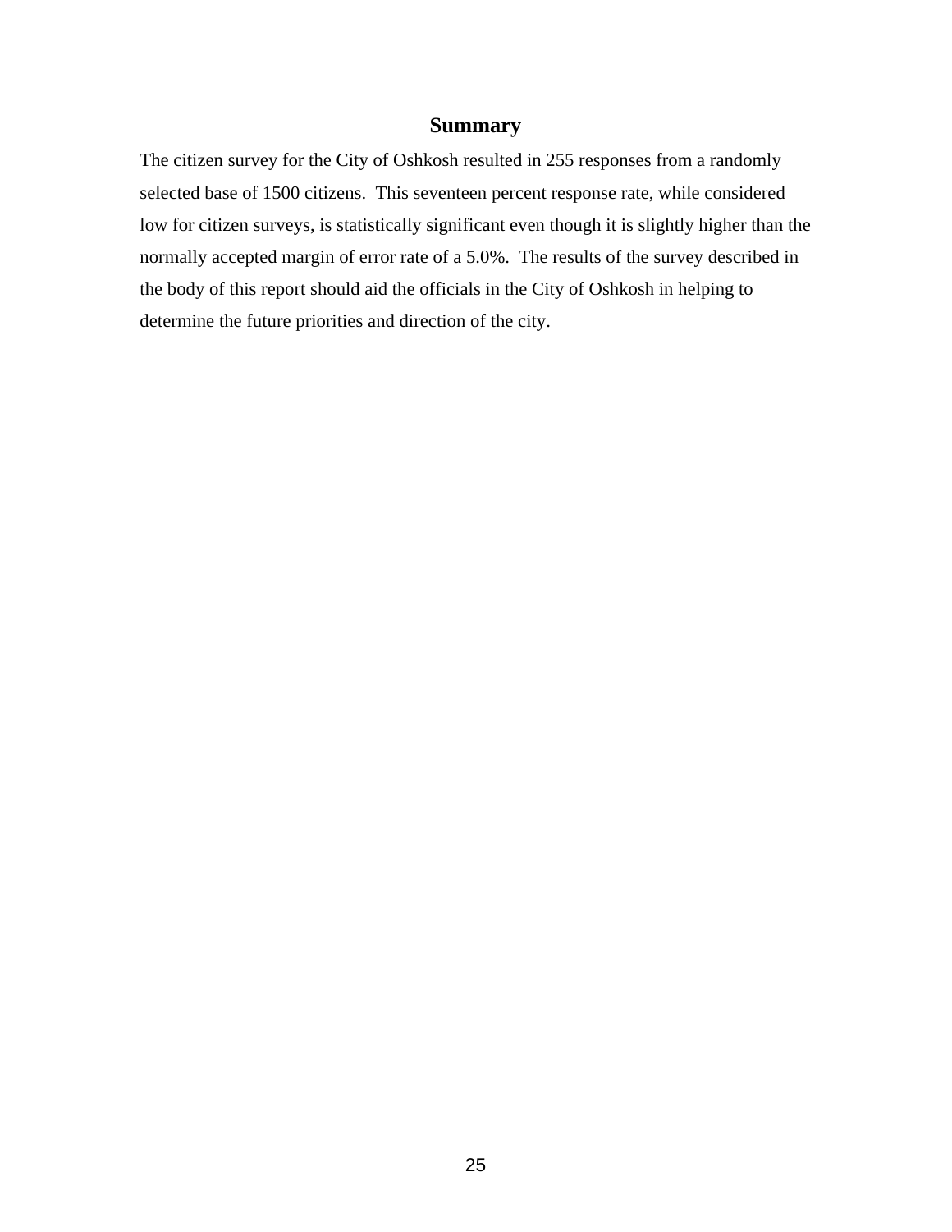# Summary

The citizen survey for the City of Oshkosh resulted in 255 responses from a randomly selected base of 1500 citizens.  This seventeen percent response rate, while considered low for citizen surveys, is statistically significant even though it is slightly higher than the normally accepted margin of error rate of a 5.0%.  The results of the survey described in the body of this report should aid the officials in the City of Oshkosh in helping to determine the future priorities and direction of the city.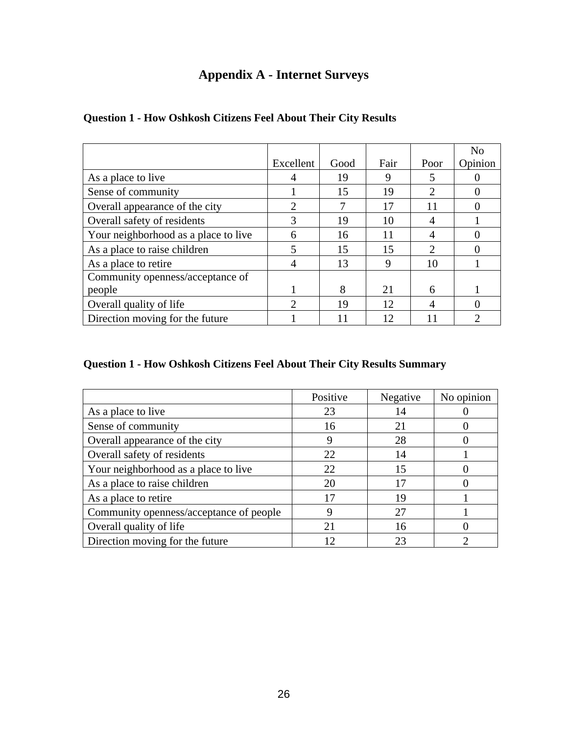# Appendix A - Internet Surveys

**Question 1 - How Oshkosh Citizens Feel About Their City Results**

| | Excellent | Good | Fair | Poor | No Opinion |
|---|---|---|---|---|---|
| As a place to live | 4 | 19 | 9 | 5 | 0 |
| Sense of community | 1 | 15 | 19 | 2 | 0 |
| Overall appearance of the city | 2 | 7 | 17 | 11 | 0 |
| Overall safety of residents | 3 | 19 | 10 | 4 | 1 |
| Your neighborhood as a place to live | 6 | 16 | 11 | 4 | 0 |
| As a place to raise children | 5 | 15 | 15 | 2 | 0 |
| As a place to retire | 4 | 13 | 9 | 10 | 1 |
| Community openness/acceptance of people | 1 | 8 | 21 | 6 | 1 |
| Overall quality of life | 2 | 19 | 12 | 4 | 0 |
| Direction moving for the future | 1 | 11 | 12 | 11 | 2 |

**Question 1 - How Oshkosh Citizens Feel About Their City Results Summary**

| | Positive | Negative | No opinion |
|---|---|---|---|
| As a place to live | 23 | 14 | 0 |
| Sense of community | 16 | 21 | 0 |
| Overall appearance of the city | 9 | 28 | 0 |
| Overall safety of residents | 22 | 14 | 1 |
| Your neighborhood as a place to live | 22 | 15 | 0 |
| As a place to raise children | 20 | 17 | 0 |
| As a place to retire | 17 | 19 | 1 |
| Community openness/acceptance of people | 9 | 27 | 1 |
| Overall quality of life | 21 | 16 | 0 |
| Direction moving for the future | 12 | 23 | 2 |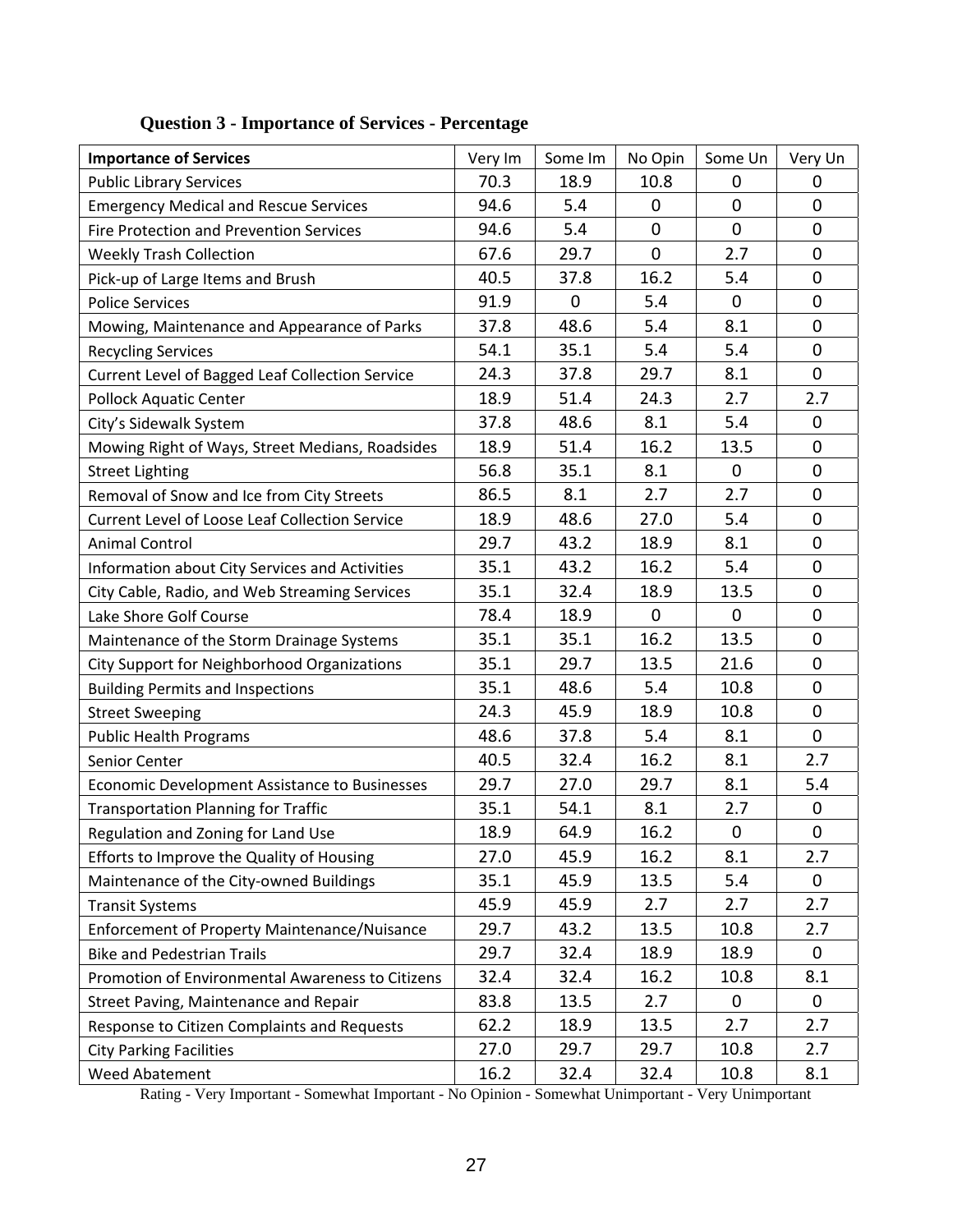### Question 3 - Importance of Services - Percentage

| Importance of Services | Very Im | Some Im | No Opin | Some Un | Very Un |
|---|---|---|---|---|---|
| Public Library Services | 70.3 | 18.9 | 10.8 | 0 | 0 |
| Emergency Medical and Rescue Services | 94.6 | 5.4 | 0 | 0 | 0 |
| Fire Protection and Prevention Services | 94.6 | 5.4 | 0 | 0 | 0 |
| Weekly Trash Collection | 67.6 | 29.7 | 0 | 2.7 | 0 |
| Pick-up of Large Items and Brush | 40.5 | 37.8 | 16.2 | 5.4 | 0 |
| Police Services | 91.9 | 0 | 5.4 | 0 | 0 |
| Mowing, Maintenance and Appearance of Parks | 37.8 | 48.6 | 5.4 | 8.1 | 0 |
| Recycling Services | 54.1 | 35.1 | 5.4 | 5.4 | 0 |
| Current Level of Bagged Leaf Collection Service | 24.3 | 37.8 | 29.7 | 8.1 | 0 |
| Pollock Aquatic Center | 18.9 | 51.4 | 24.3 | 2.7 | 2.7 |
| City's Sidewalk System | 37.8 | 48.6 | 8.1 | 5.4 | 0 |
| Mowing Right of Ways, Street Medians, Roadsides | 18.9 | 51.4 | 16.2 | 13.5 | 0 |
| Street Lighting | 56.8 | 35.1 | 8.1 | 0 | 0 |
| Removal of Snow and Ice from City Streets | 86.5 | 8.1 | 2.7 | 2.7 | 0 |
| Current Level of Loose Leaf Collection Service | 18.9 | 48.6 | 27.0 | 5.4 | 0 |
| Animal Control | 29.7 | 43.2 | 18.9 | 8.1 | 0 |
| Information about City Services and Activities | 35.1 | 43.2 | 16.2 | 5.4 | 0 |
| City Cable, Radio, and Web Streaming Services | 35.1 | 32.4 | 18.9 | 13.5 | 0 |
| Lake Shore Golf Course | 78.4 | 18.9 | 0 | 0 | 0 |
| Maintenance of the Storm Drainage Systems | 35.1 | 35.1 | 16.2 | 13.5 | 0 |
| City Support for Neighborhood Organizations | 35.1 | 29.7 | 13.5 | 21.6 | 0 |
| Building Permits and Inspections | 35.1 | 48.6 | 5.4 | 10.8 | 0 |
| Street Sweeping | 24.3 | 45.9 | 18.9 | 10.8 | 0 |
| Public Health Programs | 48.6 | 37.8 | 5.4 | 8.1 | 0 |
| Senior Center | 40.5 | 32.4 | 16.2 | 8.1 | 2.7 |
| Economic Development Assistance to Businesses | 29.7 | 27.0 | 29.7 | 8.1 | 5.4 |
| Transportation Planning for Traffic | 35.1 | 54.1 | 8.1 | 2.7 | 0 |
| Regulation and Zoning for Land Use | 18.9 | 64.9 | 16.2 | 0 | 0 |
| Efforts to Improve the Quality of Housing | 27.0 | 45.9 | 16.2 | 8.1 | 2.7 |
| Maintenance of the City-owned Buildings | 35.1 | 45.9 | 13.5 | 5.4 | 0 |
| Transit Systems | 45.9 | 45.9 | 2.7 | 2.7 | 2.7 |
| Enforcement of Property Maintenance/Nuisance | 29.7 | 43.2 | 13.5 | 10.8 | 2.7 |
| Bike and Pedestrian Trails | 29.7 | 32.4 | 18.9 | 18.9 | 0 |
| Promotion of Environmental Awareness to Citizens | 32.4 | 32.4 | 16.2 | 10.8 | 8.1 |
| Street Paving, Maintenance and Repair | 83.8 | 13.5 | 2.7 | 0 | 0 |
| Response to Citizen Complaints and Requests | 62.2 | 18.9 | 13.5 | 2.7 | 2.7 |
| City Parking Facilities | 27.0 | 29.7 | 29.7 | 10.8 | 2.7 |
| Weed Abatement | 16.2 | 32.4 | 32.4 | 10.8 | 8.1 |

Rating - Very Important - Somewhat Important - No Opinion - Somewhat Unimportant - Very Unimportant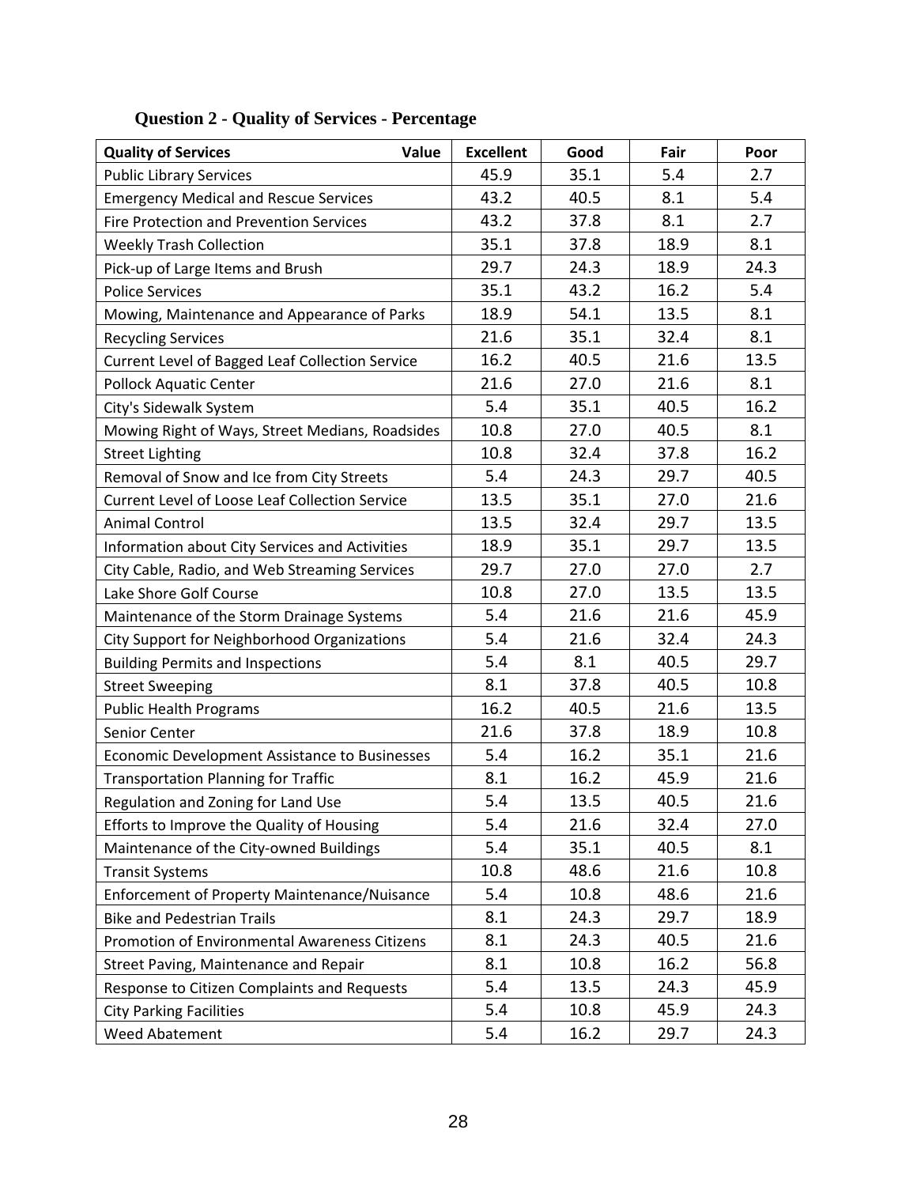### Question 2 - Quality of Services - Percentage

| Quality of Services Value | Excellent | Good | Fair | Poor |
|---|---|---|---|---|
| Public Library Services | 45.9 | 35.1 | 5.4 | 2.7 |
| Emergency Medical and Rescue Services | 43.2 | 40.5 | 8.1 | 5.4 |
| Fire Protection and Prevention Services | 43.2 | 37.8 | 8.1 | 2.7 |
| Weekly Trash Collection | 35.1 | 37.8 | 18.9 | 8.1 |
| Pick-up of Large Items and Brush | 29.7 | 24.3 | 18.9 | 24.3 |
| Police Services | 35.1 | 43.2 | 16.2 | 5.4 |
| Mowing, Maintenance and Appearance of Parks | 18.9 | 54.1 | 13.5 | 8.1 |
| Recycling Services | 21.6 | 35.1 | 32.4 | 8.1 |
| Current Level of Bagged Leaf Collection Service | 16.2 | 40.5 | 21.6 | 13.5 |
| Pollock Aquatic Center | 21.6 | 27.0 | 21.6 | 8.1 |
| City's Sidewalk System | 5.4 | 35.1 | 40.5 | 16.2 |
| Mowing Right of Ways, Street Medians, Roadsides | 10.8 | 27.0 | 40.5 | 8.1 |
| Street Lighting | 10.8 | 32.4 | 37.8 | 16.2 |
| Removal of Snow and Ice from City Streets | 5.4 | 24.3 | 29.7 | 40.5 |
| Current Level of Loose Leaf Collection Service | 13.5 | 35.1 | 27.0 | 21.6 |
| Animal Control | 13.5 | 32.4 | 29.7 | 13.5 |
| Information about City Services and Activities | 18.9 | 35.1 | 29.7 | 13.5 |
| City Cable, Radio, and Web Streaming Services | 29.7 | 27.0 | 27.0 | 2.7 |
| Lake Shore Golf Course | 10.8 | 27.0 | 13.5 | 13.5 |
| Maintenance of the Storm Drainage Systems | 5.4 | 21.6 | 21.6 | 45.9 |
| City Support for Neighborhood Organizations | 5.4 | 21.6 | 32.4 | 24.3 |
| Building Permits and Inspections | 5.4 | 8.1 | 40.5 | 29.7 |
| Street Sweeping | 8.1 | 37.8 | 40.5 | 10.8 |
| Public Health Programs | 16.2 | 40.5 | 21.6 | 13.5 |
| Senior Center | 21.6 | 37.8 | 18.9 | 10.8 |
| Economic Development Assistance to Businesses | 5.4 | 16.2 | 35.1 | 21.6 |
| Transportation Planning for Traffic | 8.1 | 16.2 | 45.9 | 21.6 |
| Regulation and Zoning for Land Use | 5.4 | 13.5 | 40.5 | 21.6 |
| Efforts to Improve the Quality of Housing | 5.4 | 21.6 | 32.4 | 27.0 |
| Maintenance of the City-owned Buildings | 5.4 | 35.1 | 40.5 | 8.1 |
| Transit Systems | 10.8 | 48.6 | 21.6 | 10.8 |
| Enforcement of Property Maintenance/Nuisance | 5.4 | 10.8 | 48.6 | 21.6 |
| Bike and Pedestrian Trails | 8.1 | 24.3 | 29.7 | 18.9 |
| Promotion of Environmental Awareness Citizens | 8.1 | 24.3 | 40.5 | 21.6 |
| Street Paving, Maintenance and Repair | 8.1 | 10.8 | 16.2 | 56.8 |
| Response to Citizen Complaints and Requests | 5.4 | 13.5 | 24.3 | 45.9 |
| City Parking Facilities | 5.4 | 10.8 | 45.9 | 24.3 |
| Weed Abatement | 5.4 | 16.2 | 29.7 | 24.3 |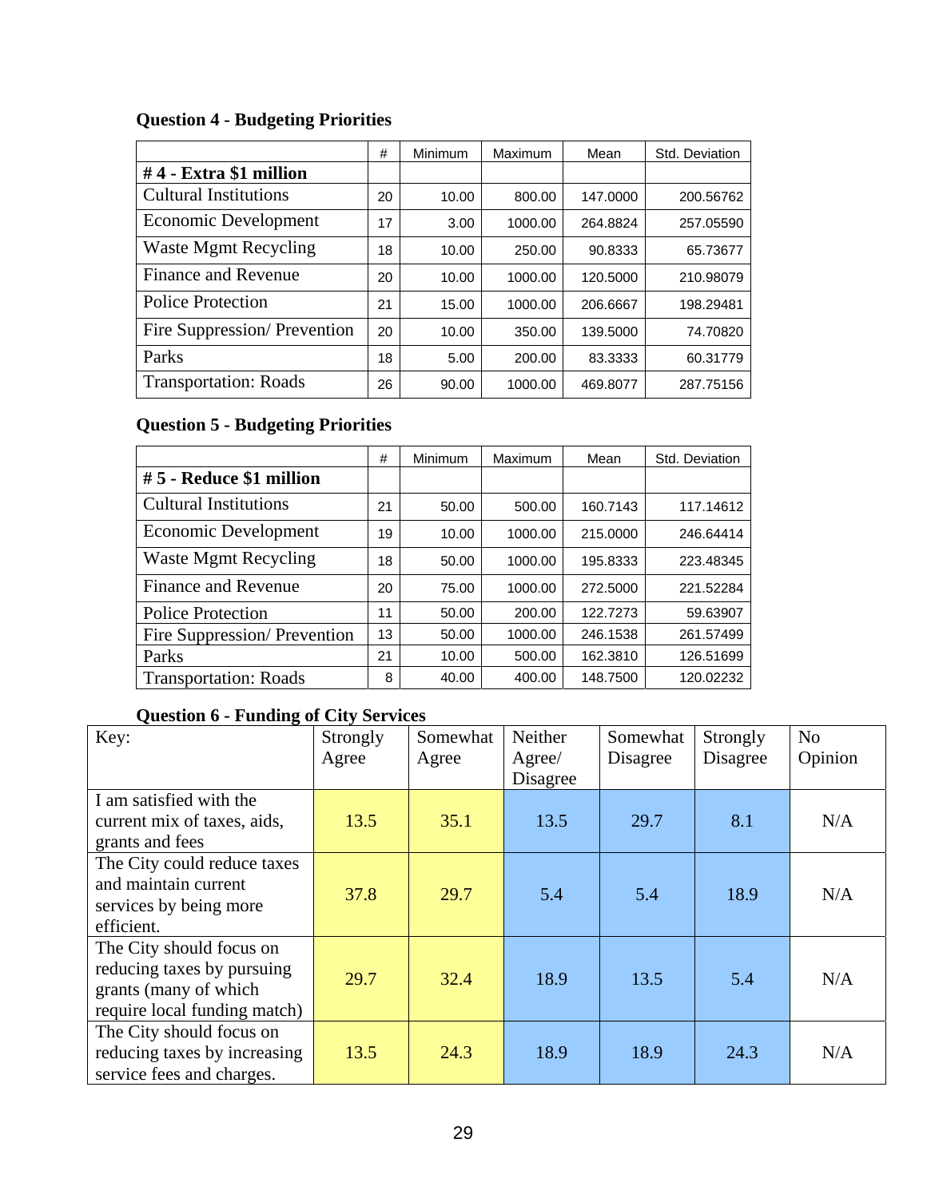### Question 4 - Budgeting Priorities

| | # | Minimum | Maximum | Mean | Std. Deviation |
|---|---|---|---|---|---|
| **# 4 - Extra $1 million** | | | | | |
| Cultural Institutions | 20 | 10.00 | 800.00 | 147.0000 | 200.56762 |
| Economic Development | 17 | 3.00 | 1000.00 | 264.8824 | 257.05590 |
| Waste Mgmt Recycling | 18 | 10.00 | 250.00 | 90.8333 | 65.73677 |
| Finance and Revenue | 20 | 10.00 | 1000.00 | 120.5000 | 210.98079 |
| Police Protection | 21 | 15.00 | 1000.00 | 206.6667 | 198.29481 |
| Fire Suppression/ Prevention | 20 | 10.00 | 350.00 | 139.5000 | 74.70820 |
| Parks | 18 | 5.00 | 200.00 | 83.3333 | 60.31779 |
| Transportation: Roads | 26 | 90.00 | 1000.00 | 469.8077 | 287.75156 |

### Question 5 - Budgeting Priorities

| | # | Minimum | Maximum | Mean | Std. Deviation |
|---|---|---|---|---|---|
| **# 5 - Reduce $1 million** | | | | | |
| Cultural Institutions | 21 | 50.00 | 500.00 | 160.7143 | 117.14612 |
| Economic Development | 19 | 10.00 | 1000.00 | 215.0000 | 246.64414 |
| Waste Mgmt Recycling | 18 | 50.00 | 1000.00 | 195.8333 | 223.48345 |
| Finance and Revenue | 20 | 75.00 | 1000.00 | 272.5000 | 221.52284 |
| Police Protection | 11 | 50.00 | 200.00 | 122.7273 | 59.63907 |
| Fire Suppression/ Prevention | 13 | 50.00 | 1000.00 | 246.1538 | 261.57499 |
| Parks | 21 | 10.00 | 500.00 | 162.3810 | 126.51699 |
| Transportation: Roads | 8 | 40.00 | 400.00 | 148.7500 | 120.02232 |

### Question 6 - Funding of City Services

| Key: | Strongly Agree | Somewhat Agree | Neither Agree/ Disagree | Somewhat Disagree | Strongly Disagree | No Opinion |
|---|---|---|---|---|---|---|
| I am satisfied with the current mix of taxes, aids, grants and fees | 13.5 | 35.1 | 13.5 | 29.7 | 8.1 | N/A |
| The City could reduce taxes and maintain current services by being more efficient. | 37.8 | 29.7 | 5.4 | 5.4 | 18.9 | N/A |
| The City should focus on reducing taxes by pursuing grants (many of which require local funding match) | 29.7 | 32.4 | 18.9 | 13.5 | 5.4 | N/A |
| The City should focus on reducing taxes by increasing service fees and charges. | 13.5 | 24.3 | 18.9 | 18.9 | 24.3 | N/A |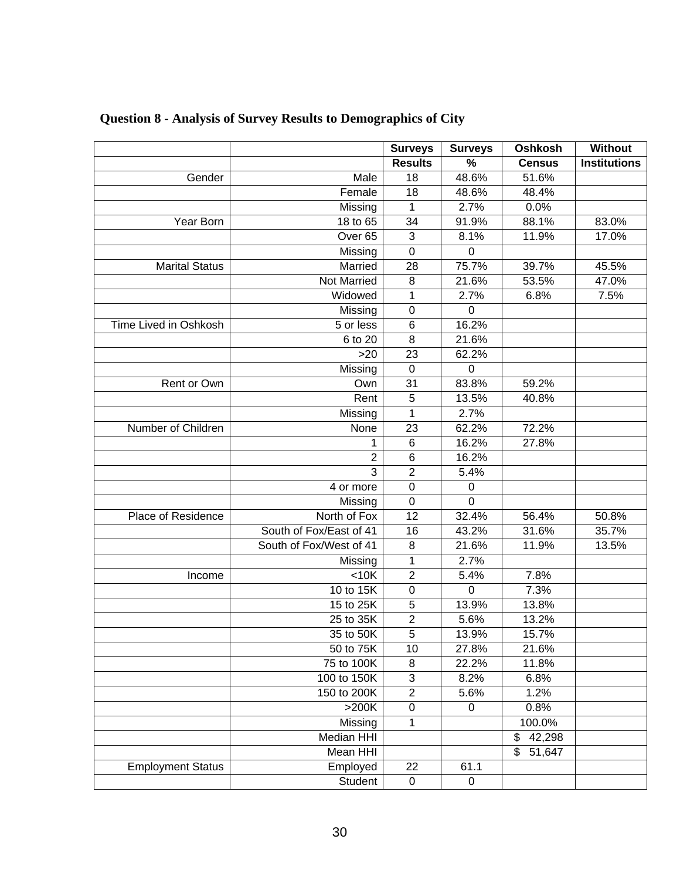**Question 8 - Analysis of Survey Results to Demographics of City**

| | | Surveys | Surveys | Oshkosh | Without |
|---|---|---|---|---|---|
| | | Results | % | Census | Institutions |
| Gender | Male | 18 | 48.6% | 51.6% | |
| | Female | 18 | 48.6% | 48.4% | |
| | Missing | 1 | 2.7% | 0.0% | |
| Year Born | 18 to 65 | 34 | 91.9% | 88.1% | 83.0% |
| | Over 65 | 3 | 8.1% | 11.9% | 17.0% |
| | Missing | 0 | 0 | | |
| Marital Status | Married | 28 | 75.7% | 39.7% | 45.5% |
| | Not Married | 8 | 21.6% | 53.5% | 47.0% |
| | Widowed | 1 | 2.7% | 6.8% | 7.5% |
| | Missing | 0 | 0 | | |
| Time Lived in Oshkosh | 5 or less | 6 | 16.2% | | |
| | 6 to 20 | 8 | 21.6% | | |
| | >20 | 23 | 62.2% | | |
| | Missing | 0 | 0 | | |
| Rent or Own | Own | 31 | 83.8% | 59.2% | |
| | Rent | 5 | 13.5% | 40.8% | |
| | Missing | 1 | 2.7% | | |
| Number of Children | None | 23 | 62.2% | 72.2% | |
| | 1 | 6 | 16.2% | 27.8% | |
| | 2 | 6 | 16.2% | | |
| | 3 | 2 | 5.4% | | |
| | 4 or more | 0 | 0 | | |
| | Missing | 0 | 0 | | |
| Place of Residence | North of Fox | 12 | 32.4% | 56.4% | 50.8% |
| | South of Fox/East of 41 | 16 | 43.2% | 31.6% | 35.7% |
| | South of Fox/West of 41 | 8 | 21.6% | 11.9% | 13.5% |
| | Missing | 1 | 2.7% | | |
| Income | <10K | 2 | 5.4% | 7.8% | |
| | 10 to 15K | 0 | 0 | 7.3% | |
| | 15 to 25K | 5 | 13.9% | 13.8% | |
| | 25 to 35K | 2 | 5.6% | 13.2% | |
| | 35 to 50K | 5 | 13.9% | 15.7% | |
| | 50 to 75K | 10 | 27.8% | 21.6% | |
| | 75 to 100K | 8 | 22.2% | 11.8% | |
| | 100 to 150K | 3 | 8.2% | 6.8% | |
| | 150 to 200K | 2 | 5.6% | 1.2% | |
| | >200K | 0 | 0 | 0.8% | |
| | Missing | 1 | | 100.0% | |
| | Median HHI | | | $ 42,298 | |
| | Mean HHI | | | $ 51,647 | |
| Employment Status | Employed | 22 | 61.1 | | |
| | Student | 0 | 0 | | |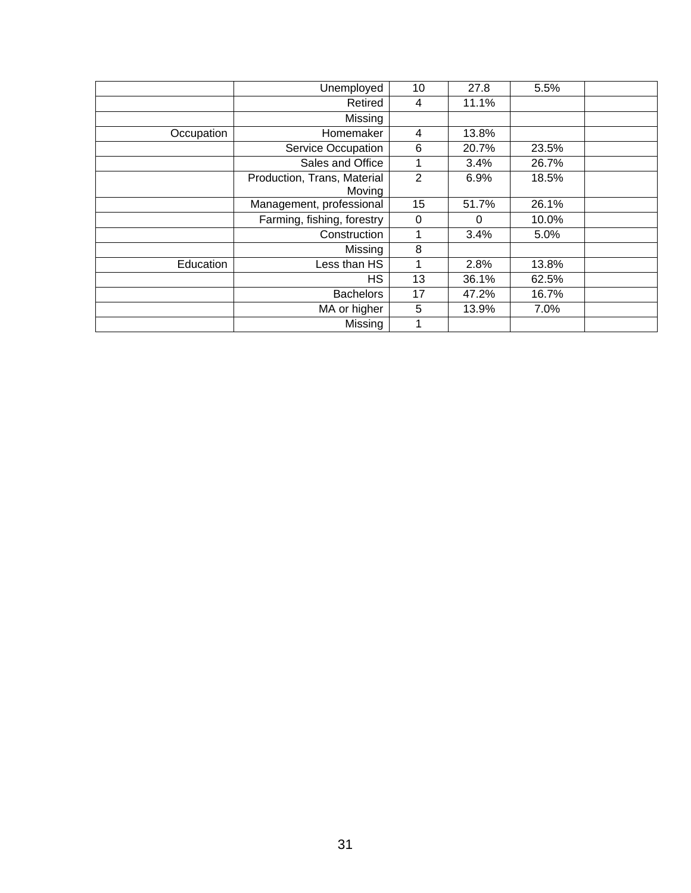| | | | | | |
|---|---|---|---|---|---|
| | Unemployed | 10 | 27.8 | 5.5% | |
| | Retired | 4 | 11.1% | | |
| | Missing | | | | |
| Occupation | Homemaker | 4 | 13.8% | | |
| | Service Occupation | 6 | 20.7% | 23.5% | |
| | Sales and Office | 1 | 3.4% | 26.7% | |
| | Production, Trans, Material Moving | 2 | 6.9% | 18.5% | |
| | Management, professional | 15 | 51.7% | 26.1% | |
| | Farming, fishing, forestry | 0 | 0 | 10.0% | |
| | Construction | 1 | 3.4% | 5.0% | |
| | Missing | 8 | | | |
| Education | Less than HS | 1 | 2.8% | 13.8% | |
| | HS | 13 | 36.1% | 62.5% | |
| | Bachelors | 17 | 47.2% | 16.7% | |
| | MA or higher | 5 | 13.9% | 7.0% | |
| | Missing | 1 | | | |